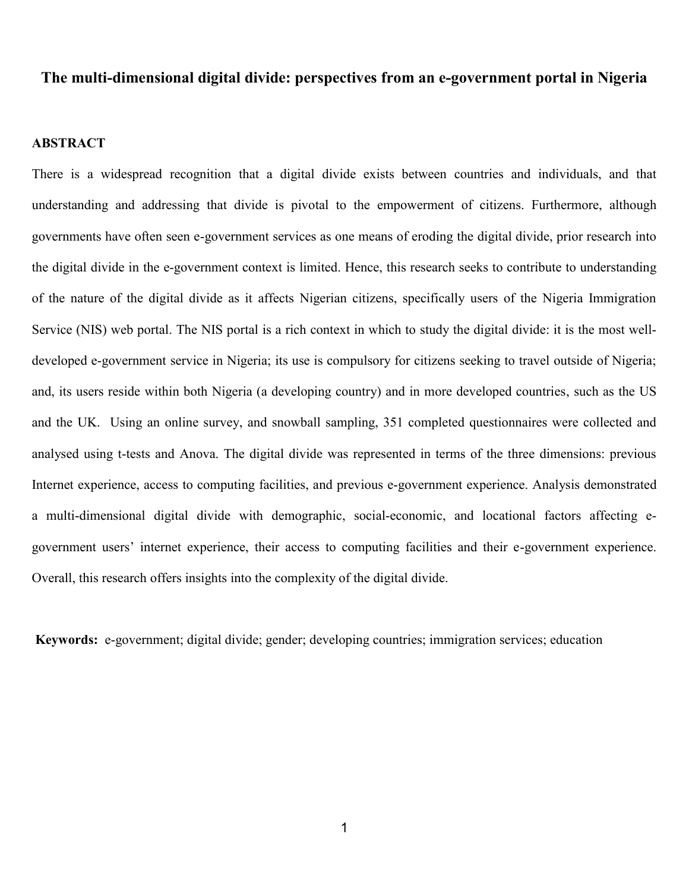# The multi-dimensional digital divide: perspectives from an e-government portal in Nigeria

## ABSTRACT

There is a widespread recognition that a digital divide exists between countries and individuals, and that understanding and addressing that divide is pivotal to the empowerment of citizens. Furthermore, although governments have often seen e-government services as one means of eroding the digital divide, prior research into the digital divide in the e-government context is limited. Hence, this research seeks to contribute to understanding of the nature of the digital divide as it affects Nigerian citizens, specifically users of the Nigeria Immigration Service (NIS) web portal. The NIS portal is a rich context in which to study the digital divide: it is the most well-developed e-government service in Nigeria; its use is compulsory for citizens seeking to travel outside of Nigeria; and, its users reside within both Nigeria (a developing country) and in more developed countries, such as the US and the UK. Using an online survey, and snowball sampling, 351 completed questionnaires were collected and analysed using t-tests and Anova. The digital divide was represented in terms of the three dimensions: previous Internet experience, access to computing facilities, and previous e-government experience. Analysis demonstrated a multi-dimensional digital divide with demographic, social-economic, and locational factors affecting e-government users' internet experience, their access to computing facilities and their e-government experience. Overall, this research offers insights into the complexity of the digital divide.

**Keywords:** e-government; digital divide; gender; developing countries; immigration services; education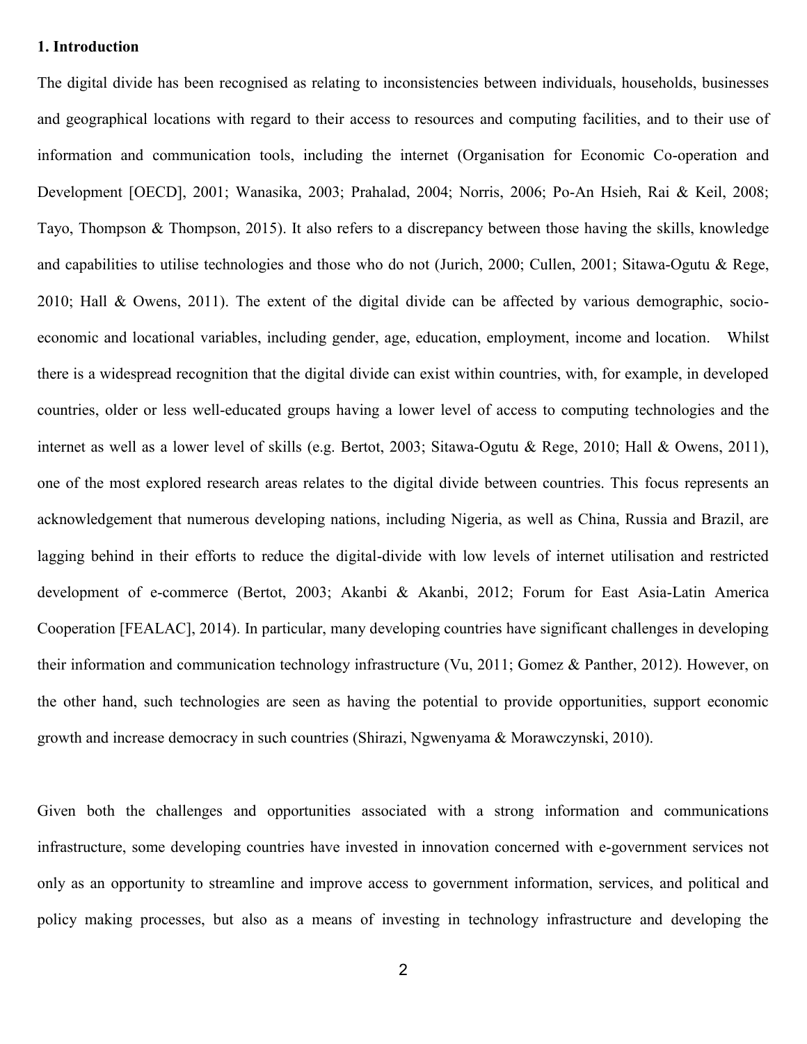**1. Introduction**

The digital divide has been recognised as relating to inconsistencies between individuals, households, businesses and geographical locations with regard to their access to resources and computing facilities, and to their use of information and communication tools, including the internet (Organisation for Economic Co-operation and Development [OECD], 2001; Wanasika, 2003; Prahalad, 2004; Norris, 2006; Po-An Hsieh, Rai & Keil, 2008; Tayo, Thompson & Thompson, 2015). It also refers to a discrepancy between those having the skills, knowledge and capabilities to utilise technologies and those who do not (Jurich, 2000; Cullen, 2001; Sitawa-Ogutu & Rege, 2010; Hall & Owens, 2011). The extent of the digital divide can be affected by various demographic, socio-economic and locational variables, including gender, age, education, employment, income and location. Whilst there is a widespread recognition that the digital divide can exist within countries, with, for example, in developed countries, older or less well-educated groups having a lower level of access to computing technologies and the internet as well as a lower level of skills (e.g. Bertot, 2003; Sitawa-Ogutu & Rege, 2010; Hall & Owens, 2011), one of the most explored research areas relates to the digital divide between countries. This focus represents an acknowledgement that numerous developing nations, including Nigeria, as well as China, Russia and Brazil, are lagging behind in their efforts to reduce the digital-divide with low levels of internet utilisation and restricted development of e-commerce (Bertot, 2003; Akanbi & Akanbi, 2012; Forum for East Asia-Latin America Cooperation [FEALAC], 2014). In particular, many developing countries have significant challenges in developing their information and communication technology infrastructure (Vu, 2011; Gomez & Panther, 2012). However, on the other hand, such technologies are seen as having the potential to provide opportunities, support economic growth and increase democracy in such countries (Shirazi, Ngwenyama & Morawczynski, 2010).

Given both the challenges and opportunities associated with a strong information and communications infrastructure, some developing countries have invested in innovation concerned with e-government services not only as an opportunity to streamline and improve access to government information, services, and political and policy making processes, but also as a means of investing in technology infrastructure and developing the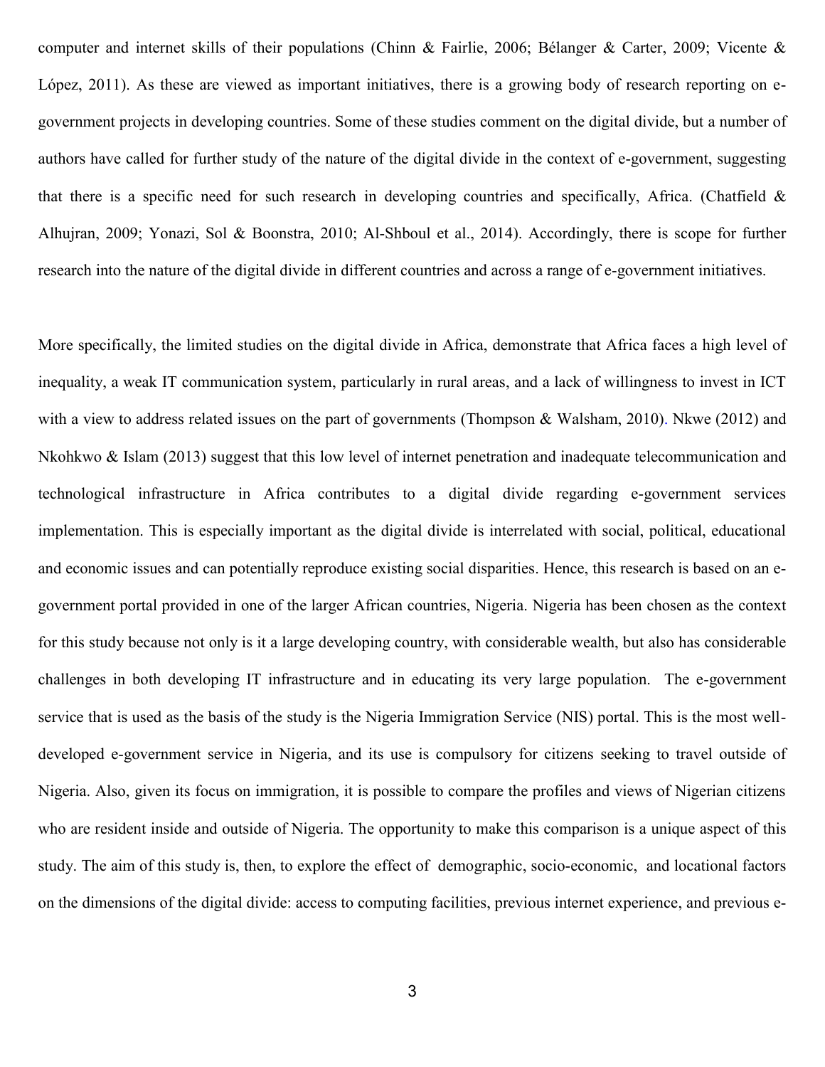computer and internet skills of their populations (Chinn & Fairlie, 2006; Bélanger & Carter, 2009; Vicente & López, 2011). As these are viewed as important initiatives, there is a growing body of research reporting on e-government projects in developing countries. Some of these studies comment on the digital divide, but a number of authors have called for further study of the nature of the digital divide in the context of e-government, suggesting that there is a specific need for such research in developing countries and specifically, Africa. (Chatfield & Alhujran, 2009; Yonazi, Sol & Boonstra, 2010; Al-Shboul et al., 2014). Accordingly, there is scope for further research into the nature of the digital divide in different countries and across a range of e-government initiatives.

More specifically, the limited studies on the digital divide in Africa, demonstrate that Africa faces a high level of inequality, a weak IT communication system, particularly in rural areas, and a lack of willingness to invest in ICT with a view to address related issues on the part of governments (Thompson & Walsham, 2010). Nkwe (2012) and Nkohkwo & Islam (2013) suggest that this low level of internet penetration and inadequate telecommunication and technological infrastructure in Africa contributes to a digital divide regarding e-government services implementation. This is especially important as the digital divide is interrelated with social, political, educational and economic issues and can potentially reproduce existing social disparities. Hence, this research is based on an e-government portal provided in one of the larger African countries, Nigeria. Nigeria has been chosen as the context for this study because not only is it a large developing country, with considerable wealth, but also has considerable challenges in both developing IT infrastructure and in educating its very large population. The e-government service that is used as the basis of the study is the Nigeria Immigration Service (NIS) portal. This is the most well-developed e-government service in Nigeria, and its use is compulsory for citizens seeking to travel outside of Nigeria. Also, given its focus on immigration, it is possible to compare the profiles and views of Nigerian citizens who are resident inside and outside of Nigeria. The opportunity to make this comparison is a unique aspect of this study. The aim of this study is, then, to explore the effect of demographic, socio-economic, and locational factors on the dimensions of the digital divide: access to computing facilities, previous internet experience, and previous e-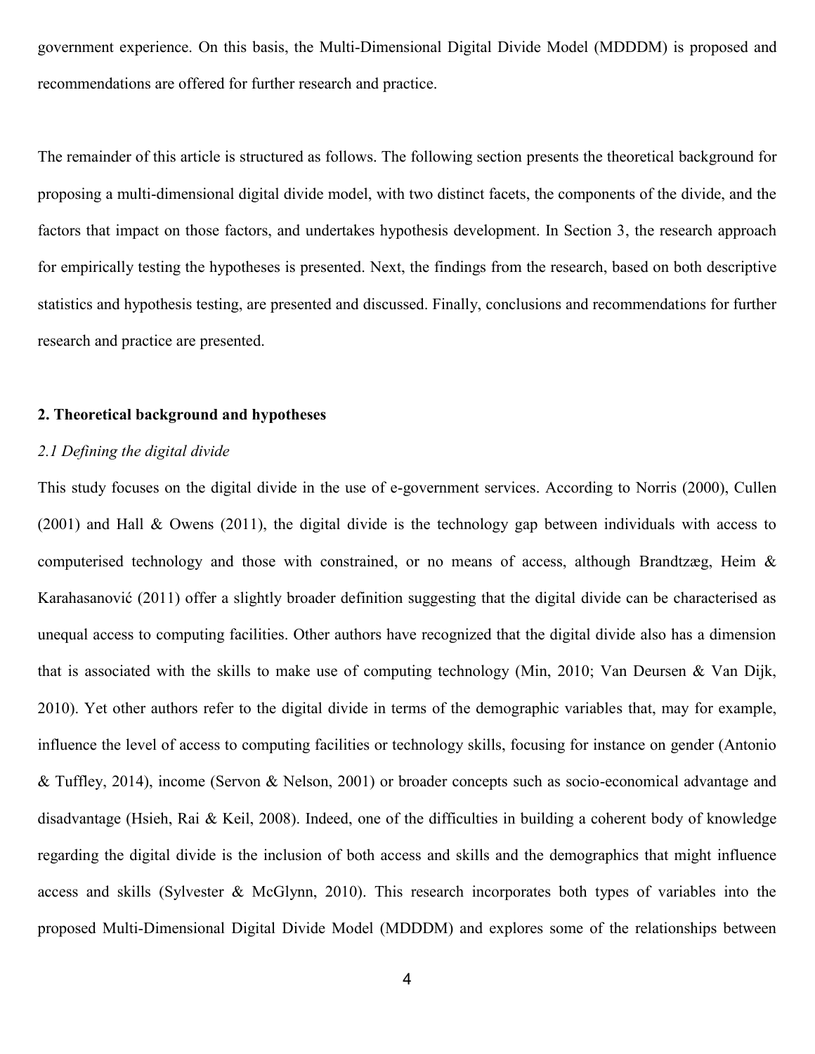government experience. On this basis, the Multi-Dimensional Digital Divide Model (MDDDM) is proposed and recommendations are offered for further research and practice.

The remainder of this article is structured as follows. The following section presents the theoretical background for proposing a multi-dimensional digital divide model, with two distinct facets, the components of the divide, and the factors that impact on those factors, and undertakes hypothesis development. In Section 3, the research approach for empirically testing the hypotheses is presented. Next, the findings from the research, based on both descriptive statistics and hypothesis testing, are presented and discussed. Finally, conclusions and recommendations for further research and practice are presented.

## 2. Theoretical background and hypotheses

### *2.1 Defining the digital divide*

This study focuses on the digital divide in the use of e-government services. According to Norris (2000), Cullen (2001) and Hall & Owens (2011), the digital divide is the technology gap between individuals with access to computerised technology and those with constrained, or no means of access, although Brandtzæg, Heim & Karahasanović (2011) offer a slightly broader definition suggesting that the digital divide can be characterised as unequal access to computing facilities. Other authors have recognized that the digital divide also has a dimension that is associated with the skills to make use of computing technology (Min, 2010; Van Deursen & Van Dijk, 2010). Yet other authors refer to the digital divide in terms of the demographic variables that, may for example, influence the level of access to computing facilities or technology skills, focusing for instance on gender (Antonio & Tuffley, 2014), income (Servon & Nelson, 2001) or broader concepts such as socio-economical advantage and disadvantage (Hsieh, Rai & Keil, 2008). Indeed, one of the difficulties in building a coherent body of knowledge regarding the digital divide is the inclusion of both access and skills and the demographics that might influence access and skills (Sylvester & McGlynn, 2010). This research incorporates both types of variables into the proposed Multi-Dimensional Digital Divide Model (MDDDM) and explores some of the relationships between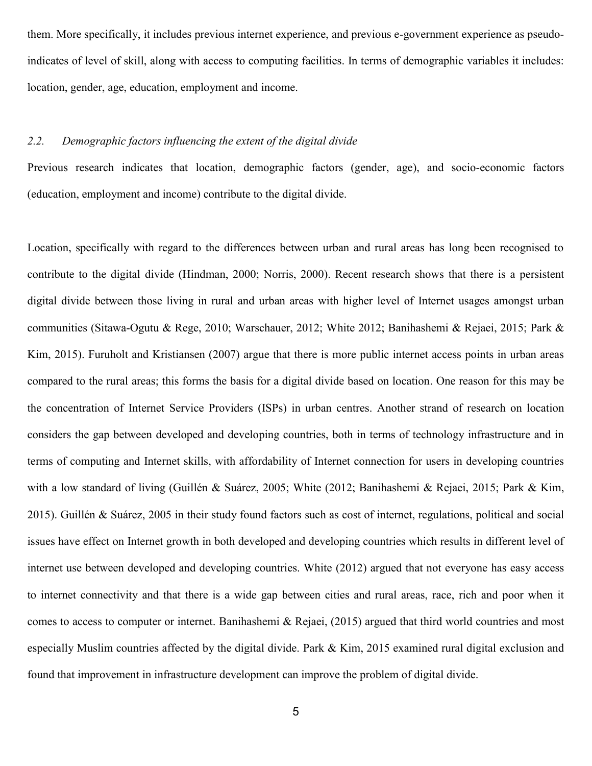them. More specifically, it includes previous internet experience, and previous e-government experience as pseudo-indicates of level of skill, along with access to computing facilities. In terms of demographic variables it includes: location, gender, age, education, employment and income.

### *2.2. Demographic factors influencing the extent of the digital divide*

Previous research indicates that location, demographic factors (gender, age), and socio-economic factors (education, employment and income) contribute to the digital divide.

Location, specifically with regard to the differences between urban and rural areas has long been recognised to contribute to the digital divide (Hindman, 2000; Norris, 2000). Recent research shows that there is a persistent digital divide between those living in rural and urban areas with higher level of Internet usages amongst urban communities (Sitawa-Ogutu & Rege, 2010; Warschauer, 2012; White 2012; Banihashemi & Rejaei, 2015; Park & Kim, 2015). Furuholt and Kristiansen (2007) argue that there is more public internet access points in urban areas compared to the rural areas; this forms the basis for a digital divide based on location. One reason for this may be the concentration of Internet Service Providers (ISPs) in urban centres. Another strand of research on location considers the gap between developed and developing countries, both in terms of technology infrastructure and in terms of computing and Internet skills, with affordability of Internet connection for users in developing countries with a low standard of living (Guillén & Suárez, 2005; White (2012; Banihashemi & Rejaei, 2015; Park & Kim, 2015). Guillén & Suárez, 2005 in their study found factors such as cost of internet, regulations, political and social issues have effect on Internet growth in both developed and developing countries which results in different level of internet use between developed and developing countries. White (2012) argued that not everyone has easy access to internet connectivity and that there is a wide gap between cities and rural areas, race, rich and poor when it comes to access to computer or internet. Banihashemi & Rejaei, (2015) argued that third world countries and most especially Muslim countries affected by the digital divide. Park & Kim, 2015 examined rural digital exclusion and found that improvement in infrastructure development can improve the problem of digital divide.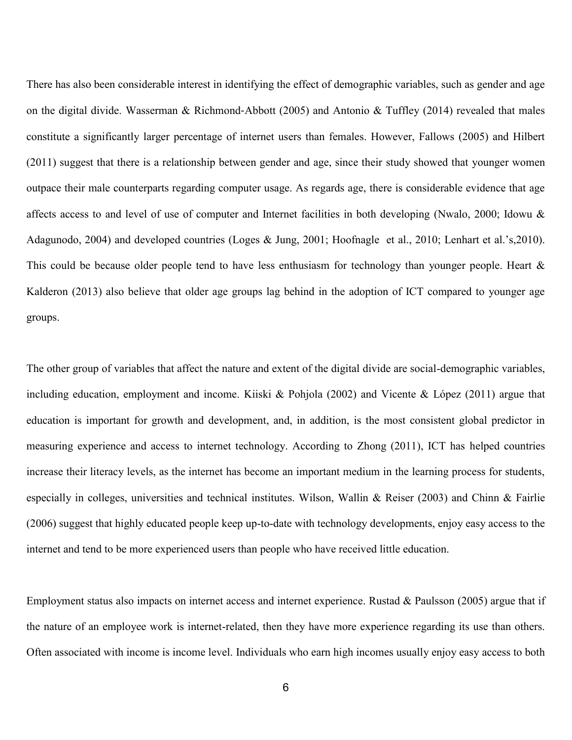There has also been considerable interest in identifying the effect of demographic variables, such as gender and age on the digital divide. Wasserman & Richmond-Abbott (2005) and Antonio & Tuffley (2014) revealed that males constitute a significantly larger percentage of internet users than females. However, Fallows (2005) and Hilbert (2011) suggest that there is a relationship between gender and age, since their study showed that younger women outpace their male counterparts regarding computer usage. As regards age, there is considerable evidence that age affects access to and level of use of computer and Internet facilities in both developing (Nwalo, 2000; Idowu & Adagunodo, 2004) and developed countries (Loges & Jung, 2001; Hoofnagle et al., 2010; Lenhart et al.'s,2010). This could be because older people tend to have less enthusiasm for technology than younger people. Heart & Kalderon (2013) also believe that older age groups lag behind in the adoption of ICT compared to younger age groups.

The other group of variables that affect the nature and extent of the digital divide are social-demographic variables, including education, employment and income. Kiiski & Pohjola (2002) and Vicente & López (2011) argue that education is important for growth and development, and, in addition, is the most consistent global predictor in measuring experience and access to internet technology. According to Zhong (2011), ICT has helped countries increase their literacy levels, as the internet has become an important medium in the learning process for students, especially in colleges, universities and technical institutes. Wilson, Wallin & Reiser (2003) and Chinn & Fairlie (2006) suggest that highly educated people keep up-to-date with technology developments, enjoy easy access to the internet and tend to be more experienced users than people who have received little education.

Employment status also impacts on internet access and internet experience. Rustad & Paulsson (2005) argue that if the nature of an employee work is internet-related, then they have more experience regarding its use than others. Often associated with income is income level. Individuals who earn high incomes usually enjoy easy access to both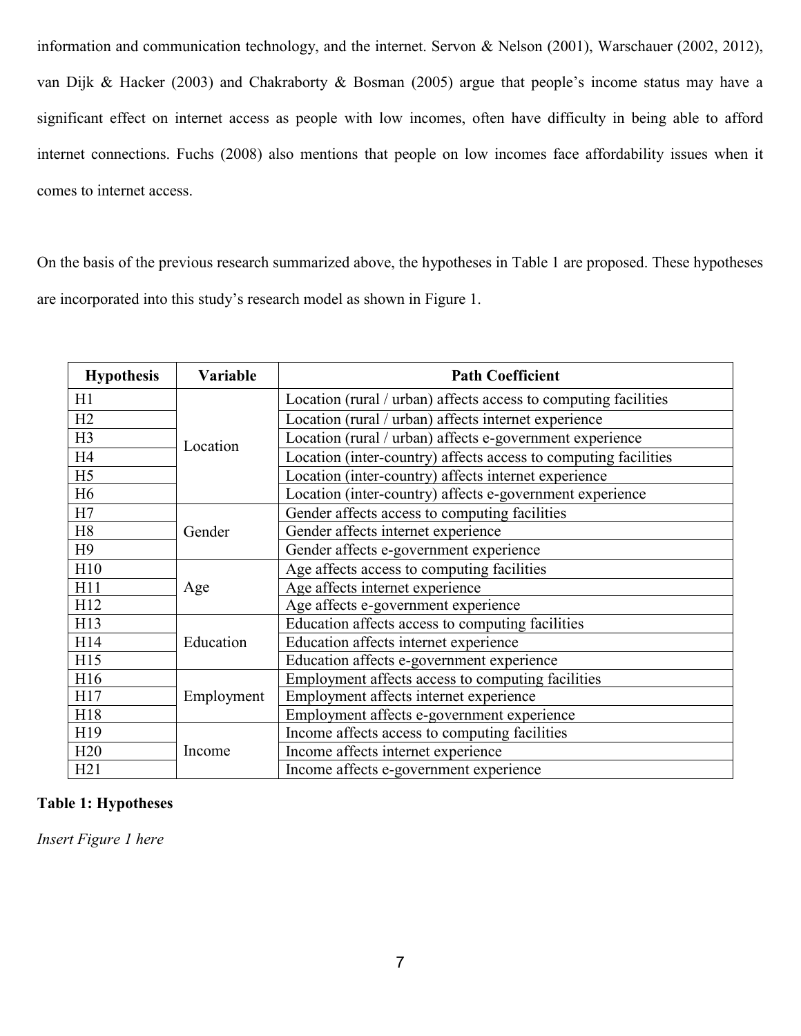information and communication technology, and the internet. Servon & Nelson (2001), Warschauer (2002, 2012), van Dijk & Hacker (2003) and Chakraborty & Bosman (2005) argue that people's income status may have a significant effect on internet access as people with low incomes, often have difficulty in being able to afford internet connections. Fuchs (2008) also mentions that people on low incomes face affordability issues when it comes to internet access.

On the basis of the previous research summarized above, the hypotheses in Table 1 are proposed. These hypotheses are incorporated into this study's research model as shown in Figure 1.

| Hypothesis | Variable | Path Coefficient |
|---|---|---|
| H1 | Location | Location (rural / urban) affects access to computing facilities |
| H2 | | Location (rural / urban) affects internet experience |
| H3 | | Location (rural / urban) affects e-government experience |
| H4 | | Location (inter-country) affects access to computing facilities |
| H5 | | Location (inter-country) affects internet experience |
| H6 | | Location (inter-country) affects e-government experience |
| H7 | Gender | Gender affects access to computing facilities |
| H8 | | Gender affects internet experience |
| H9 | | Gender affects e-government experience |
| H10 | Age | Age affects access to computing facilities |
| H11 | | Age affects internet experience |
| H12 | | Age affects e-government experience |
| H13 | Education | Education affects access to computing facilities |
| H14 | | Education affects internet experience |
| H15 | | Education affects e-government experience |
| H16 | Employment | Employment affects access to computing facilities |
| H17 | | Employment affects internet experience |
| H18 | | Employment affects e-government experience |
| H19 | Income | Income affects access to computing facilities |
| H20 | | Income affects internet experience |
| H21 | | Income affects e-government experience |

**Table 1: Hypotheses**

*Insert Figure 1 here*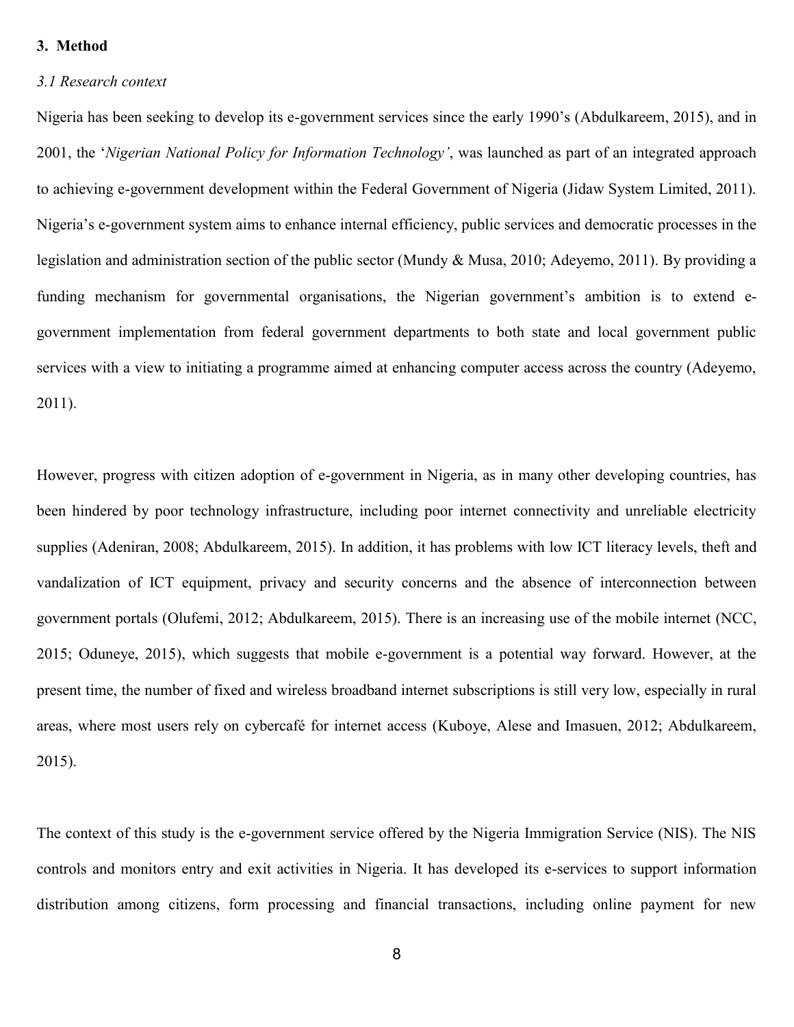## 3. Method

### *3.1 Research context*

Nigeria has been seeking to develop its e-government services since the early 1990's (Abdulkareem, 2015), and in 2001, the '*Nigerian National Policy for Information Technology'*, was launched as part of an integrated approach to achieving e-government development within the Federal Government of Nigeria (Jidaw System Limited, 2011). Nigeria's e-government system aims to enhance internal efficiency, public services and democratic processes in the legislation and administration section of the public sector (Mundy & Musa, 2010; Adeyemo, 2011). By providing a funding mechanism for governmental organisations, the Nigerian government's ambition is to extend e-government implementation from federal government departments to both state and local government public services with a view to initiating a programme aimed at enhancing computer access across the country (Adeyemo, 2011).

However, progress with citizen adoption of e-government in Nigeria, as in many other developing countries, has been hindered by poor technology infrastructure, including poor internet connectivity and unreliable electricity supplies (Adeniran, 2008; Abdulkareem, 2015). In addition, it has problems with low ICT literacy levels, theft and vandalization of ICT equipment, privacy and security concerns and the absence of interconnection between government portals (Olufemi, 2012; Abdulkareem, 2015). There is an increasing use of the mobile internet (NCC, 2015; Oduneye, 2015), which suggests that mobile e-government is a potential way forward. However, at the present time, the number of fixed and wireless broadband internet subscriptions is still very low, especially in rural areas, where most users rely on cybercafé for internet access (Kuboye, Alese and Imasuen, 2012; Abdulkareem, 2015).

The context of this study is the e-government service offered by the Nigeria Immigration Service (NIS). The NIS controls and monitors entry and exit activities in Nigeria. It has developed its e-services to support information distribution among citizens, form processing and financial transactions, including online payment for new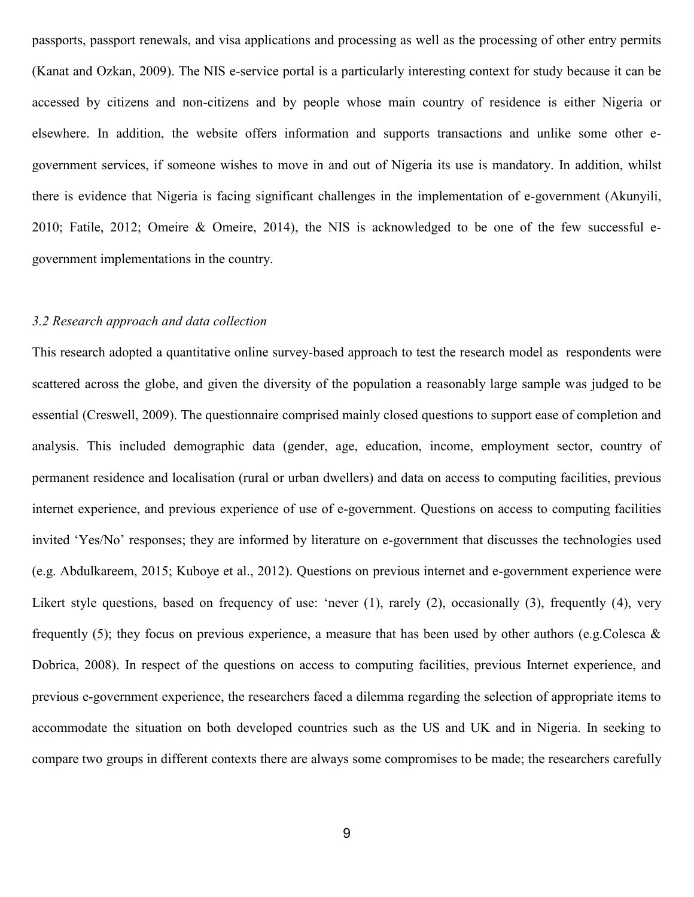passports, passport renewals, and visa applications and processing as well as the processing of other entry permits (Kanat and Ozkan, 2009). The NIS e-service portal is a particularly interesting context for study because it can be accessed by citizens and non-citizens and by people whose main country of residence is either Nigeria or elsewhere. In addition, the website offers information and supports transactions and unlike some other e-government services, if someone wishes to move in and out of Nigeria its use is mandatory. In addition, whilst there is evidence that Nigeria is facing significant challenges in the implementation of e-government (Akunyili, 2010; Fatile, 2012; Omeire & Omeire, 2014), the NIS is acknowledged to be one of the few successful e-government implementations in the country.

### *3.2 Research approach and data collection*

This research adopted a quantitative online survey-based approach to test the research model as respondents were scattered across the globe, and given the diversity of the population a reasonably large sample was judged to be essential (Creswell, 2009). The questionnaire comprised mainly closed questions to support ease of completion and analysis. This included demographic data (gender, age, education, income, employment sector, country of permanent residence and localisation (rural or urban dwellers) and data on access to computing facilities, previous internet experience, and previous experience of use of e-government. Questions on access to computing facilities invited 'Yes/No' responses; they are informed by literature on e-government that discusses the technologies used (e.g. Abdulkareem, 2015; Kuboye et al., 2012). Questions on previous internet and e-government experience were Likert style questions, based on frequency of use: 'never (1), rarely (2), occasionally (3), frequently (4), very frequently (5); they focus on previous experience, a measure that has been used by other authors (e.g.Colesca & Dobrica, 2008). In respect of the questions on access to computing facilities, previous Internet experience, and previous e-government experience, the researchers faced a dilemma regarding the selection of appropriate items to accommodate the situation on both developed countries such as the US and UK and in Nigeria. In seeking to compare two groups in different contexts there are always some compromises to be made; the researchers carefully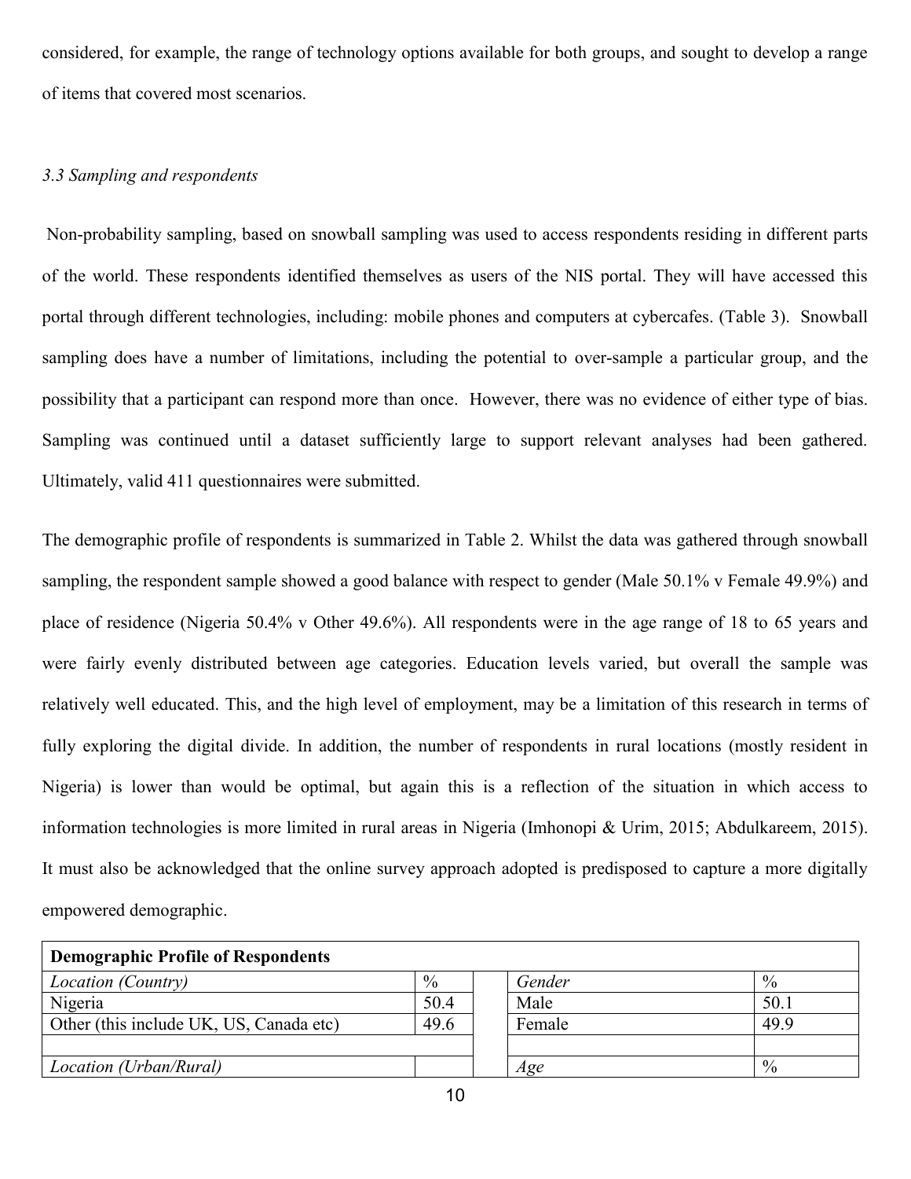considered, for example, the range of technology options available for both groups, and sought to develop a range of items that covered most scenarios.

### *3.3 Sampling and respondents*

Non-probability sampling, based on snowball sampling was used to access respondents residing in different parts of the world. These respondents identified themselves as users of the NIS portal. They will have accessed this portal through different technologies, including: mobile phones and computers at cybercafes. (Table 3). Snowball sampling does have a number of limitations, including the potential to over-sample a particular group, and the possibility that a participant can respond more than once. However, there was no evidence of either type of bias. Sampling was continued until a dataset sufficiently large to support relevant analyses had been gathered. Ultimately, valid 411 questionnaires were submitted.

The demographic profile of respondents is summarized in Table 2. Whilst the data was gathered through snowball sampling, the respondent sample showed a good balance with respect to gender (Male 50.1% v Female 49.9%) and place of residence (Nigeria 50.4% v Other 49.6%). All respondents were in the age range of 18 to 65 years and were fairly evenly distributed between age categories. Education levels varied, but overall the sample was relatively well educated. This, and the high level of employment, may be a limitation of this research in terms of fully exploring the digital divide. In addition, the number of respondents in rural locations (mostly resident in Nigeria) is lower than would be optimal, but again this is a reflection of the situation in which access to information technologies is more limited in rural areas in Nigeria (Imhonopi & Urim, 2015; Abdulkareem, 2015). It must also be acknowledged that the online survey approach adopted is predisposed to capture a more digitally empowered demographic.

| **Demographic Profile of Respondents** | | | | |
|---|---|---|---|---|
| *Location (Country)* | % | | *Gender* | % |
| Nigeria | 50.4 | | Male | 50.1 |
| Other (this include UK, US, Canada etc) | 49.6 | | Female | 49.9 |
| | | | | |
| *Location (Urban/Rural)* | | | *Age* | % |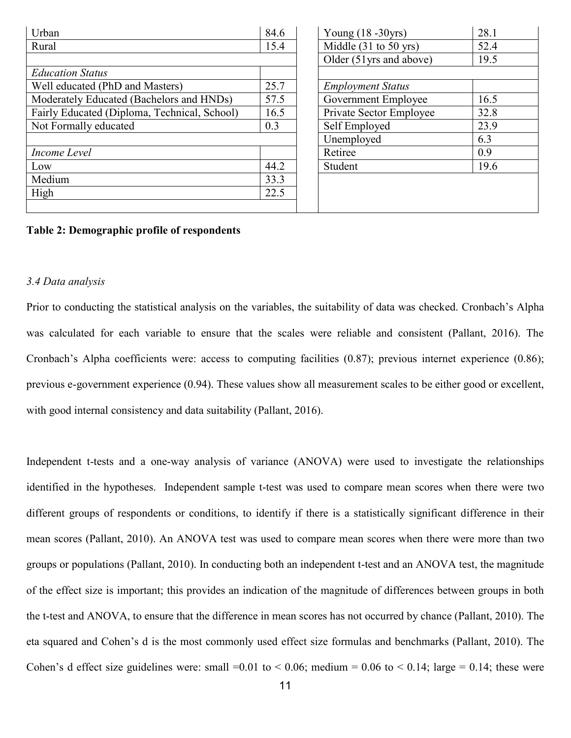| | | | | |
|---|---|---|---|---|
| Urban | 84.6 | | Young (18 -30yrs) | 28.1 |
| Rural | 15.4 | | Middle (31 to 50 yrs) | 52.4 |
| | | | Older (51yrs and above) | 19.5 |
| *Education Status* | | | | |
| Well educated (PhD and Masters) | 25.7 | | *Employment Status* | |
| Moderately Educated (Bachelors and HNDs) | 57.5 | | Government Employee | 16.5 |
| Fairly Educated (Diploma, Technical, School) | 16.5 | | Private Sector Employee | 32.8 |
| Not Formally educated | 0.3 | | Self Employed | 23.9 |
| | | | Unemployed | 6.3 |
| *Income Level* | | | Retiree | 0.9 |
| Low | 44.2 | | Student | 19.6 |
| Medium | 33.3 | | | |
| High | 22.5 | | | |

**Table 2: Demographic profile of respondents**

*3.4 Data analysis*

Prior to conducting the statistical analysis on the variables, the suitability of data was checked. Cronbach's Alpha was calculated for each variable to ensure that the scales were reliable and consistent (Pallant, 2016). The Cronbach's Alpha coefficients were: access to computing facilities (0.87); previous internet experience (0.86); previous e-government experience (0.94). These values show all measurement scales to be either good or excellent, with good internal consistency and data suitability (Pallant, 2016).

Independent t-tests and a one-way analysis of variance (ANOVA) were used to investigate the relationships identified in the hypotheses. Independent sample t-test was used to compare mean scores when there were two different groups of respondents or conditions, to identify if there is a statistically significant difference in their mean scores (Pallant, 2010). An ANOVA test was used to compare mean scores when there were more than two groups or populations (Pallant, 2010). In conducting both an independent t-test and an ANOVA test, the magnitude of the effect size is important; this provides an indication of the magnitude of differences between groups in both the t-test and ANOVA, to ensure that the difference in mean scores has not occurred by chance (Pallant, 2010). The eta squared and Cohen's d is the most commonly used effect size formulas and benchmarks (Pallant, 2010). The Cohen's d effect size guidelines were: small =0.01 to < 0.06; medium = 0.06 to < 0.14; large = 0.14; these were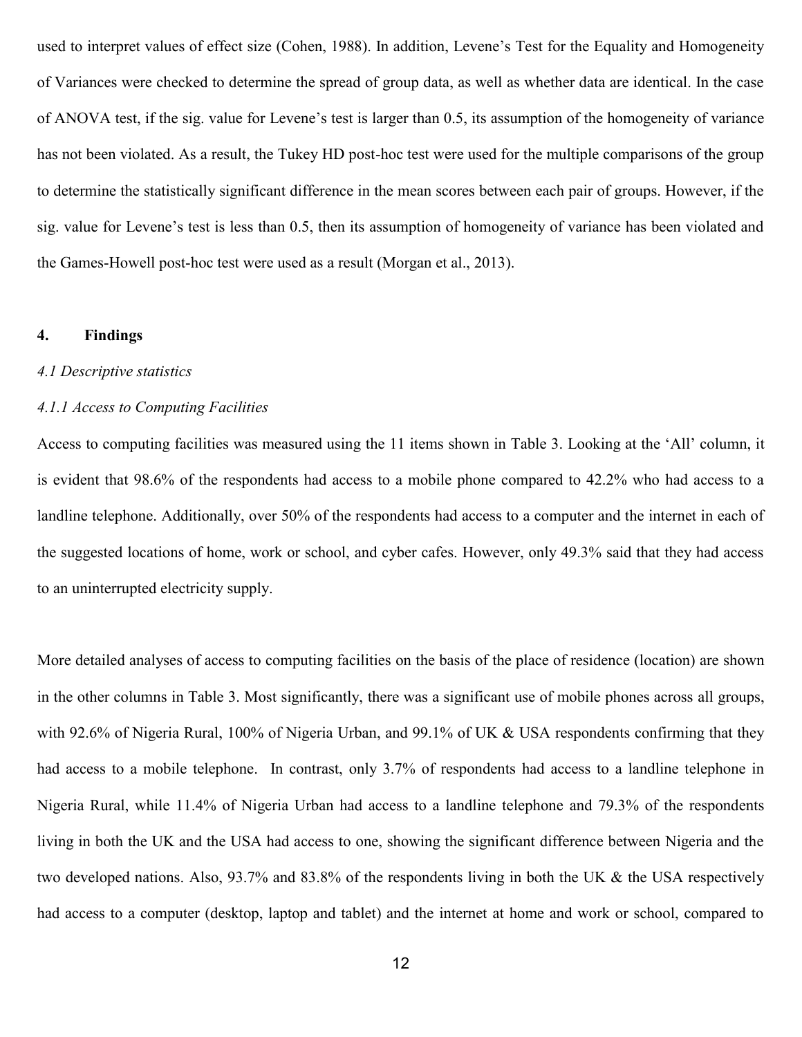used to interpret values of effect size (Cohen, 1988). In addition, Levene's Test for the Equality and Homogeneity of Variances were checked to determine the spread of group data, as well as whether data are identical. In the case of ANOVA test, if the sig. value for Levene's test is larger than 0.5, its assumption of the homogeneity of variance has not been violated. As a result, the Tukey HD post-hoc test were used for the multiple comparisons of the group to determine the statistically significant difference in the mean scores between each pair of groups. However, if the sig. value for Levene's test is less than 0.5, then its assumption of homogeneity of variance has been violated and the Games-Howell post-hoc test were used as a result (Morgan et al., 2013).

## 4. Findings

### *4.1 Descriptive statistics*

#### *4.1.1 Access to Computing Facilities*

Access to computing facilities was measured using the 11 items shown in Table 3. Looking at the 'All' column, it is evident that 98.6% of the respondents had access to a mobile phone compared to 42.2% who had access to a landline telephone. Additionally, over 50% of the respondents had access to a computer and the internet in each of the suggested locations of home, work or school, and cyber cafes. However, only 49.3% said that they had access to an uninterrupted electricity supply.

More detailed analyses of access to computing facilities on the basis of the place of residence (location) are shown in the other columns in Table 3. Most significantly, there was a significant use of mobile phones across all groups, with 92.6% of Nigeria Rural, 100% of Nigeria Urban, and 99.1% of UK & USA respondents confirming that they had access to a mobile telephone. In contrast, only 3.7% of respondents had access to a landline telephone in Nigeria Rural, while 11.4% of Nigeria Urban had access to a landline telephone and 79.3% of the respondents living in both the UK and the USA had access to one, showing the significant difference between Nigeria and the two developed nations. Also, 93.7% and 83.8% of the respondents living in both the UK & the USA respectively had access to a computer (desktop, laptop and tablet) and the internet at home and work or school, compared to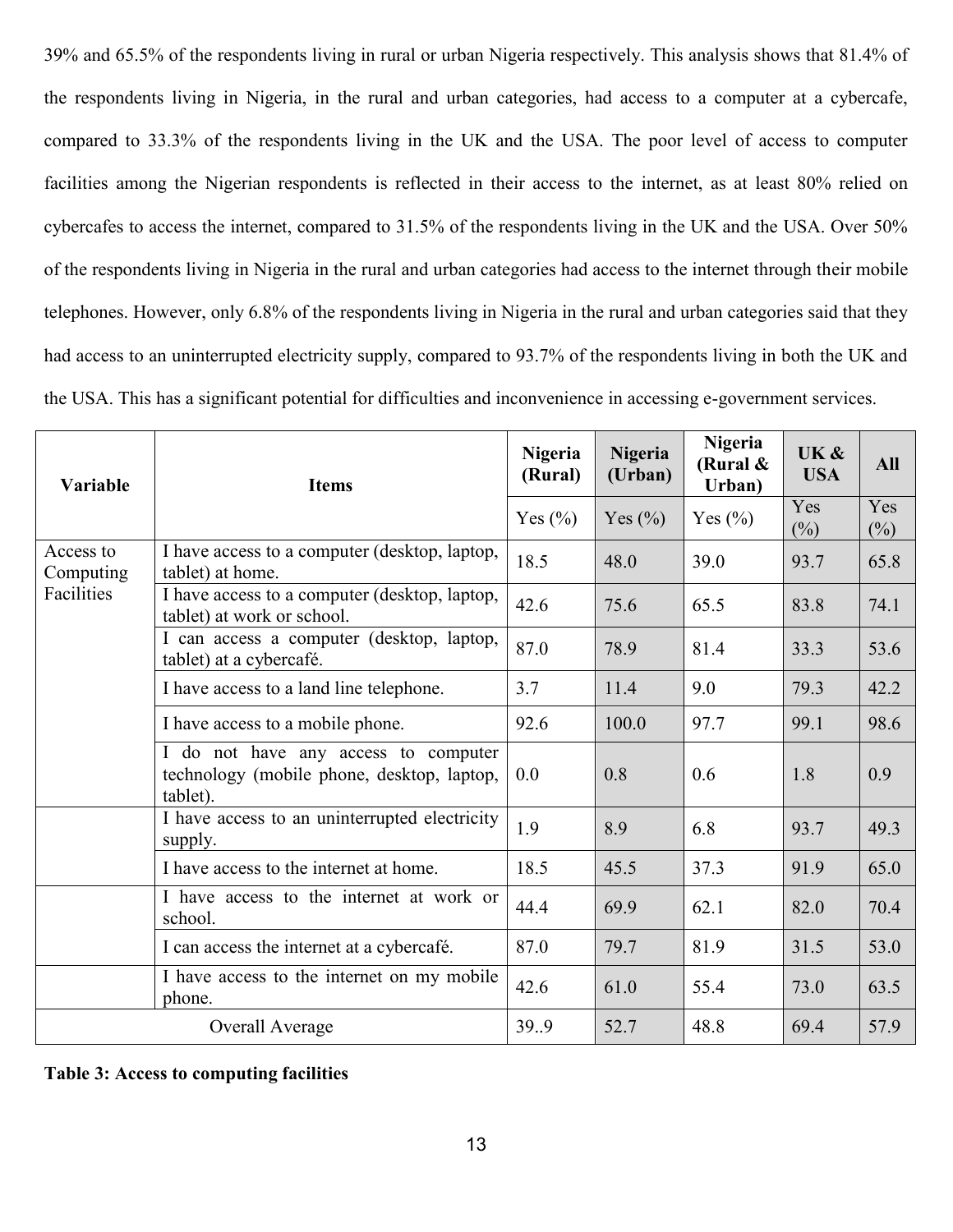39% and 65.5% of the respondents living in rural or urban Nigeria respectively. This analysis shows that 81.4% of the respondents living in Nigeria, in the rural and urban categories, had access to a computer at a cybercafe, compared to 33.3% of the respondents living in the UK and the USA. The poor level of access to computer facilities among the Nigerian respondents is reflected in their access to the internet, as at least 80% relied on cybercafes to access the internet, compared to 31.5% of the respondents living in the UK and the USA. Over 50% of the respondents living in Nigeria in the rural and urban categories had access to the internet through their mobile telephones. However, only 6.8% of the respondents living in Nigeria in the rural and urban categories said that they had access to an uninterrupted electricity supply, compared to 93.7% of the respondents living in both the UK and the USA. This has a significant potential for difficulties and inconvenience in accessing e-government services.

| Variable | Items | Nigeria (Rural) | Nigeria (Urban) | Nigeria (Rural & Urban) | UK & USA | All |
|---|---|---|---|---|---|---|
| | | Yes (%) | Yes (%) | Yes (%) | Yes (%) | Yes (%) |
| Access to Computing Facilities | I have access to a computer (desktop, laptop, tablet) at home. | 18.5 | 48.0 | 39.0 | 93.7 | 65.8 |
| | I have access to a computer (desktop, laptop, tablet) at work or school. | 42.6 | 75.6 | 65.5 | 83.8 | 74.1 |
| | I can access a computer (desktop, laptop, tablet) at a cybercafé. | 87.0 | 78.9 | 81.4 | 33.3 | 53.6 |
| | I have access to a land line telephone. | 3.7 | 11.4 | 9.0 | 79.3 | 42.2 |
| | I have access to a mobile phone. | 92.6 | 100.0 | 97.7 | 99.1 | 98.6 |
| | I do not have any access to computer technology (mobile phone, desktop, laptop, tablet). | 0.0 | 0.8 | 0.6 | 1.8 | 0.9 |
| | I have access to an uninterrupted electricity supply. | 1.9 | 8.9 | 6.8 | 93.7 | 49.3 |
| | I have access to the internet at home. | 18.5 | 45.5 | 37.3 | 91.9 | 65.0 |
| | I have access to the internet at work or school. | 44.4 | 69.9 | 62.1 | 82.0 | 70.4 |
| | I can access the internet at a cybercafé. | 87.0 | 79.7 | 81.9 | 31.5 | 53.0 |
| | I have access to the internet on my mobile phone. | 42.6 | 61.0 | 55.4 | 73.0 | 63.5 |
| Overall Average | | 39..9 | 52.7 | 48.8 | 69.4 | 57.9 |

**Table 3: Access to computing facilities**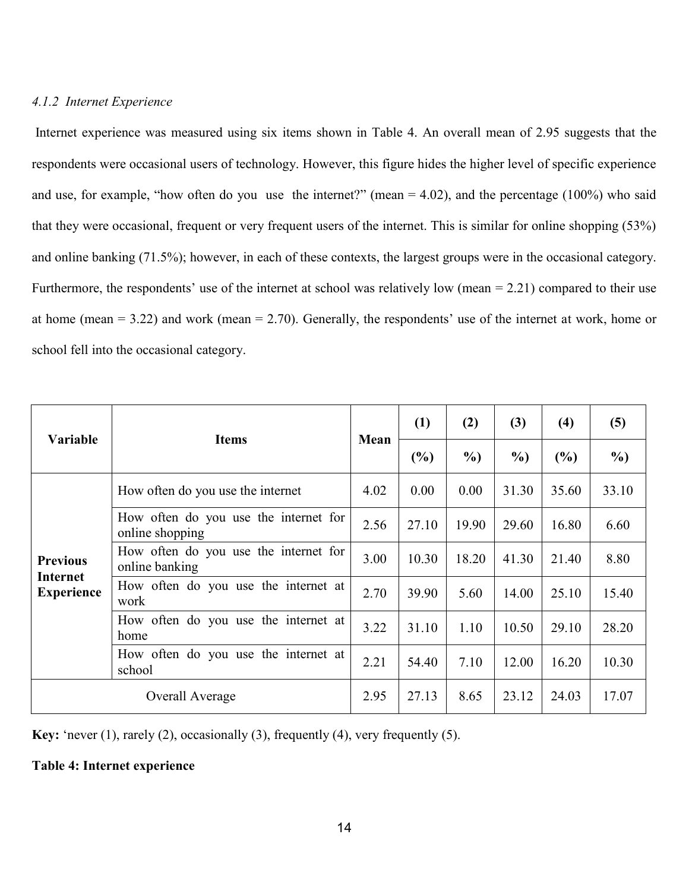*4.1.2 Internet Experience*

Internet experience was measured using six items shown in Table 4. An overall mean of 2.95 suggests that the respondents were occasional users of technology. However, this figure hides the higher level of specific experience and use, for example, "how often do you use the internet?" (mean = 4.02), and the percentage (100%) who said that they were occasional, frequent or very frequent users of the internet. This is similar for online shopping (53%) and online banking (71.5%); however, in each of these contexts, the largest groups were in the occasional category. Furthermore, the respondents' use of the internet at school was relatively low (mean = 2.21) compared to their use at home (mean = 3.22) and work (mean = 2.70). Generally, the respondents' use of the internet at work, home or school fell into the occasional category.

| Variable | Items | Mean | (1) (%) | (2) %) | (3) %) | (4) (%) | (5) %) |
|---|---|---|---|---|---|---|---|
| **Previous Internet Experience** | How often do you use the internet | 4.02 | 0.00 | 0.00 | 31.30 | 35.60 | 33.10 |
| | How often do you use the internet for online shopping | 2.56 | 27.10 | 19.90 | 29.60 | 16.80 | 6.60 |
| | How often do you use the internet for online banking | 3.00 | 10.30 | 18.20 | 41.30 | 21.40 | 8.80 |
| | How often do you use the internet at work | 2.70 | 39.90 | 5.60 | 14.00 | 25.10 | 15.40 |
| | How often do you use the internet at home | 3.22 | 31.10 | 1.10 | 10.50 | 29.10 | 28.20 |
| | How often do you use the internet at school | 2.21 | 54.40 | 7.10 | 12.00 | 16.20 | 10.30 |
| Overall Average | | 2.95 | 27.13 | 8.65 | 23.12 | 24.03 | 17.07 |

**Key:** 'never (1), rarely (2), occasionally (3), frequently (4), very frequently (5).

**Table 4: Internet experience**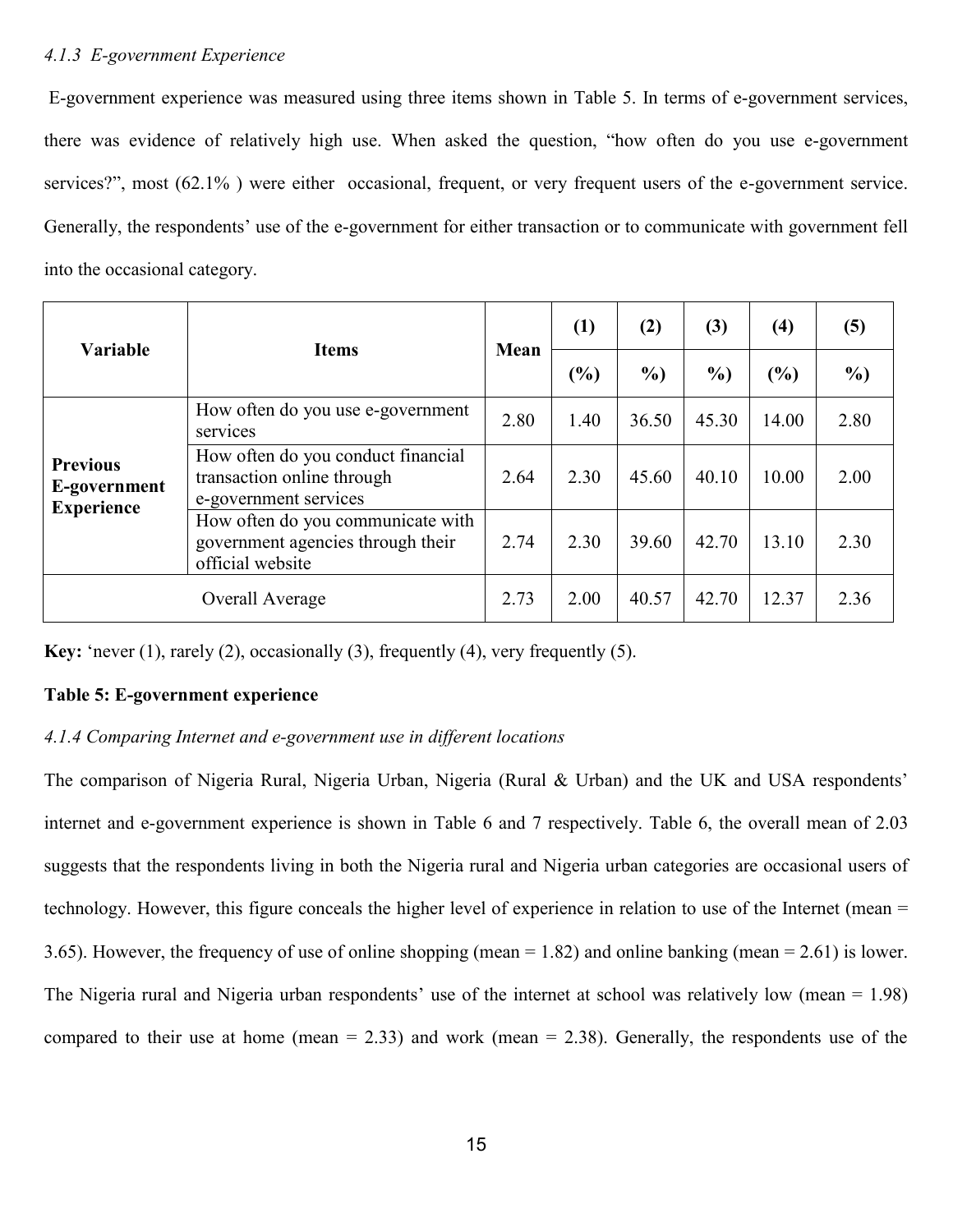*4.1.3 E-government Experience*

E-government experience was measured using three items shown in Table 5. In terms of e-government services, there was evidence of relatively high use. When asked the question, "how often do you use e-government services?", most (62.1% ) were either occasional, frequent, or very frequent users of the e-government service. Generally, the respondents' use of the e-government for either transaction or to communicate with government fell into the occasional category.

| Variable | Items | Mean | (1) (%) | (2) %) | (3) %) | (4) (%) | (5) %) |
|---|---|---|---|---|---|---|---|
| **Previous E-government Experience** | How often do you use e-government services | 2.80 | 1.40 | 36.50 | 45.30 | 14.00 | 2.80 |
| | How often do you conduct financial transaction online through e-government services | 2.64 | 2.30 | 45.60 | 40.10 | 10.00 | 2.00 |
| | How often do you communicate with government agencies through their official website | 2.74 | 2.30 | 39.60 | 42.70 | 13.10 | 2.30 |
| Overall Average | | 2.73 | 2.00 | 40.57 | 42.70 | 12.37 | 2.36 |

**Key:** 'never (1), rarely (2), occasionally (3), frequently (4), very frequently (5).

**Table 5: E-government experience**

*4.1.4 Comparing Internet and e-government use in different locations*

The comparison of Nigeria Rural, Nigeria Urban, Nigeria (Rural & Urban) and the UK and USA respondents' internet and e-government experience is shown in Table 6 and 7 respectively. Table 6, the overall mean of 2.03 suggests that the respondents living in both the Nigeria rural and Nigeria urban categories are occasional users of technology. However, this figure conceals the higher level of experience in relation to use of the Internet (mean = 3.65). However, the frequency of use of online shopping (mean = 1.82) and online banking (mean = 2.61) is lower. The Nigeria rural and Nigeria urban respondents' use of the internet at school was relatively low (mean = 1.98) compared to their use at home (mean = 2.33) and work (mean = 2.38). Generally, the respondents use of the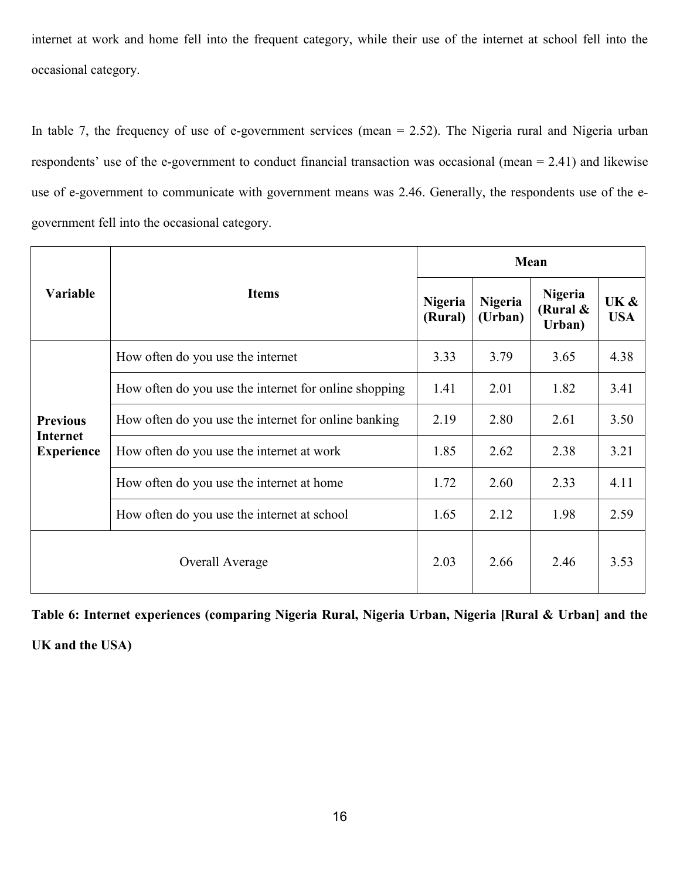internet at work and home fell into the frequent category, while their use of the internet at school fell into the occasional category.

In table 7, the frequency of use of e-government services (mean = 2.52). The Nigeria rural and Nigeria urban respondents' use of the e-government to conduct financial transaction was occasional (mean = 2.41) and likewise use of e-government to communicate with government means was 2.46. Generally, the respondents use of the e-government fell into the occasional category.

| Variable | Items | Mean | | | |
|---|---|---|---|---|---|
| | | Nigeria (Rural) | Nigeria (Urban) | Nigeria (Rural & Urban) | UK & USA |
| **Previous Internet Experience** | How often do you use the internet | 3.33 | 3.79 | 3.65 | 4.38 |
| | How often do you use the internet for online shopping | 1.41 | 2.01 | 1.82 | 3.41 |
| | How often do you use the internet for online banking | 2.19 | 2.80 | 2.61 | 3.50 |
| | How often do you use the internet at work | 1.85 | 2.62 | 2.38 | 3.21 |
| | How often do you use the internet at home | 1.72 | 2.60 | 2.33 | 4.11 |
| | How often do you use the internet at school | 1.65 | 2.12 | 1.98 | 2.59 |
| Overall Average | | 2.03 | 2.66 | 2.46 | 3.53 |

**Table 6: Internet experiences (comparing Nigeria Rural, Nigeria Urban, Nigeria [Rural & Urban] and the UK and the USA)**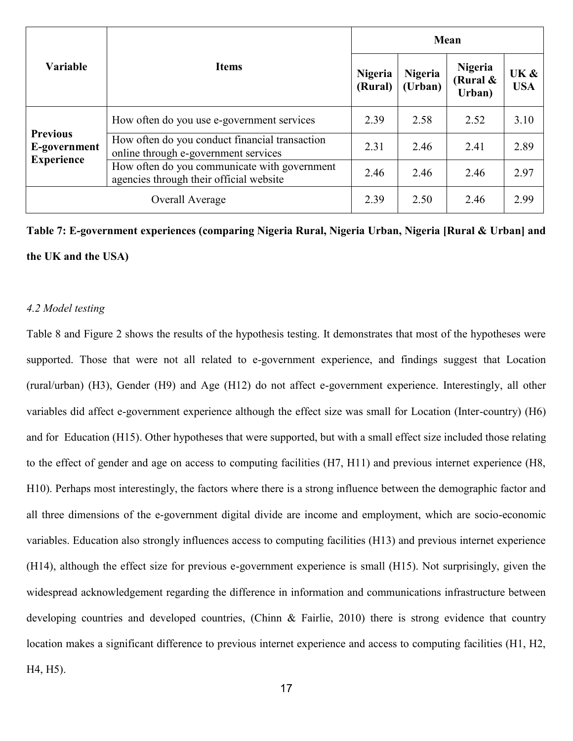| Variable | Items | Mean | | | |
|---|---|---|---|---|---|
| | | Nigeria (Rural) | Nigeria (Urban) | Nigeria (Rural & Urban) | UK & USA |
| Previous E-government Experience | How often do you use e-government services | 2.39 | 2.58 | 2.52 | 3.10 |
| | How often do you conduct financial transaction online through e-government services | 2.31 | 2.46 | 2.41 | 2.89 |
| | How often do you communicate with government agencies through their official website | 2.46 | 2.46 | 2.46 | 2.97 |
| Overall Average | | 2.39 | 2.50 | 2.46 | 2.99 |

**Table 7: E-government experiences (comparing Nigeria Rural, Nigeria Urban, Nigeria [Rural & Urban] and the UK and the USA)**

*4.2 Model testing*

Table 8 and Figure 2 shows the results of the hypothesis testing. It demonstrates that most of the hypotheses were supported. Those that were not all related to e-government experience, and findings suggest that Location (rural/urban) (H3), Gender (H9) and Age (H12) do not affect e-government experience. Interestingly, all other variables did affect e-government experience although the effect size was small for Location (Inter-country) (H6) and for Education (H15). Other hypotheses that were supported, but with a small effect size included those relating to the effect of gender and age on access to computing facilities (H7, H11) and previous internet experience (H8, H10). Perhaps most interestingly, the factors where there is a strong influence between the demographic factor and all three dimensions of the e-government digital divide are income and employment, which are socio-economic variables. Education also strongly influences access to computing facilities (H13) and previous internet experience (H14), although the effect size for previous e-government experience is small (H15). Not surprisingly, given the widespread acknowledgement regarding the difference in information and communications infrastructure between developing countries and developed countries, (Chinn & Fairlie, 2010) there is strong evidence that country location makes a significant difference to previous internet experience and access to computing facilities (H1, H2, H4, H5).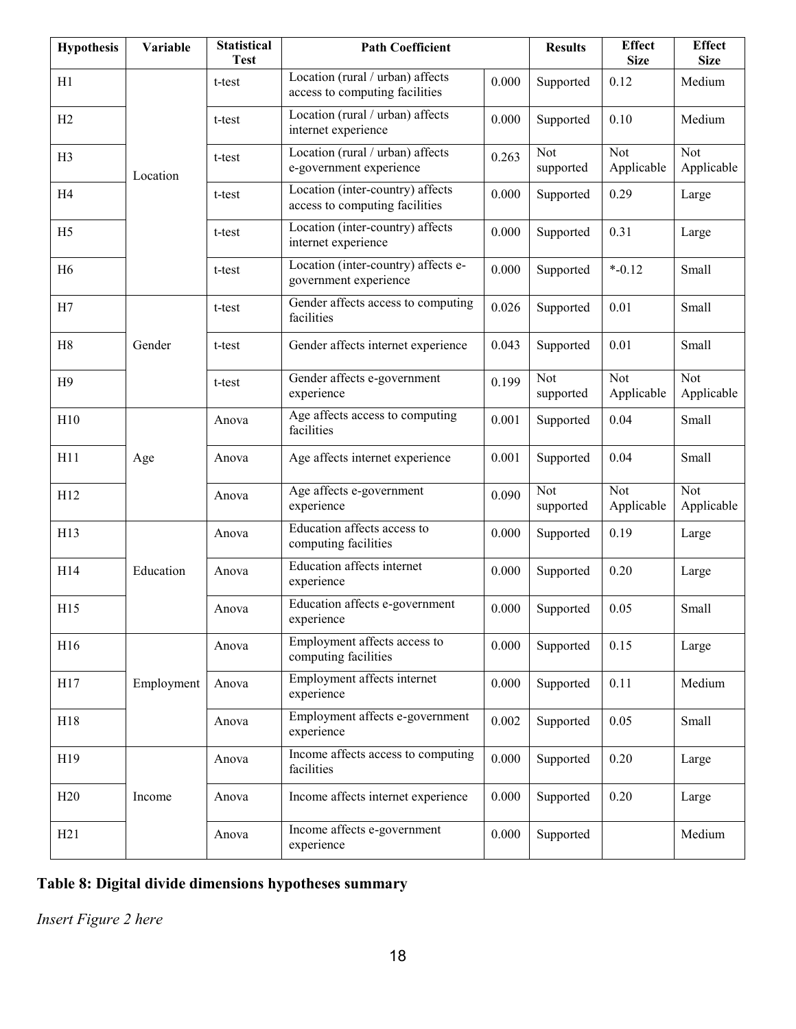| Hypothesis | Variable | Statistical Test | Path Coefficient | | Results | Effect Size | Effect Size |
|---|---|---|---|---|---|---|---|
| H1 | Location | t-test | Location (rural / urban) affects access to computing facilities | 0.000 | Supported | 0.12 | Medium |
| H2 | | t-test | Location (rural / urban) affects internet experience | 0.000 | Supported | 0.10 | Medium |
| H3 | | t-test | Location (rural / urban) affects e-government experience | 0.263 | Not supported | Not Applicable | Not Applicable |
| H4 | | t-test | Location (inter-country) affects access to computing facilities | 0.000 | Supported | 0.29 | Large |
| H5 | | t-test | Location (inter-country) affects internet experience | 0.000 | Supported | 0.31 | Large |
| H6 | | t-test | Location (inter-country) affects e-government experience | 0.000 | Supported | *-0.12 | Small |
| H7 | Gender | t-test | Gender affects access to computing facilities | 0.026 | Supported | 0.01 | Small |
| H8 | | t-test | Gender affects internet experience | 0.043 | Supported | 0.01 | Small |
| H9 | | t-test | Gender affects e-government experience | 0.199 | Not supported | Not Applicable | Not Applicable |
| H10 | Age | Anova | Age affects access to computing facilities | 0.001 | Supported | 0.04 | Small |
| H11 | | Anova | Age affects internet experience | 0.001 | Supported | 0.04 | Small |
| H12 | | Anova | Age affects e-government experience | 0.090 | Not supported | Not Applicable | Not Applicable |
| H13 | Education | Anova | Education affects access to computing facilities | 0.000 | Supported | 0.19 | Large |
| H14 | | Anova | Education affects internet experience | 0.000 | Supported | 0.20 | Large |
| H15 | | Anova | Education affects e-government experience | 0.000 | Supported | 0.05 | Small |
| H16 | Employment | Anova | Employment affects access to computing facilities | 0.000 | Supported | 0.15 | Large |
| H17 | | Anova | Employment affects internet experience | 0.000 | Supported | 0.11 | Medium |
| H18 | | Anova | Employment affects e-government experience | 0.002 | Supported | 0.05 | Small |
| H19 | Income | Anova | Income affects access to computing facilities | 0.000 | Supported | 0.20 | Large |
| H20 | | Anova | Income affects internet experience | 0.000 | Supported | 0.20 | Large |
| H21 | | Anova | Income affects e-government experience | 0.000 | Supported | | Medium |

**Table 8: Digital divide dimensions hypotheses summary**

*Insert Figure 2 here*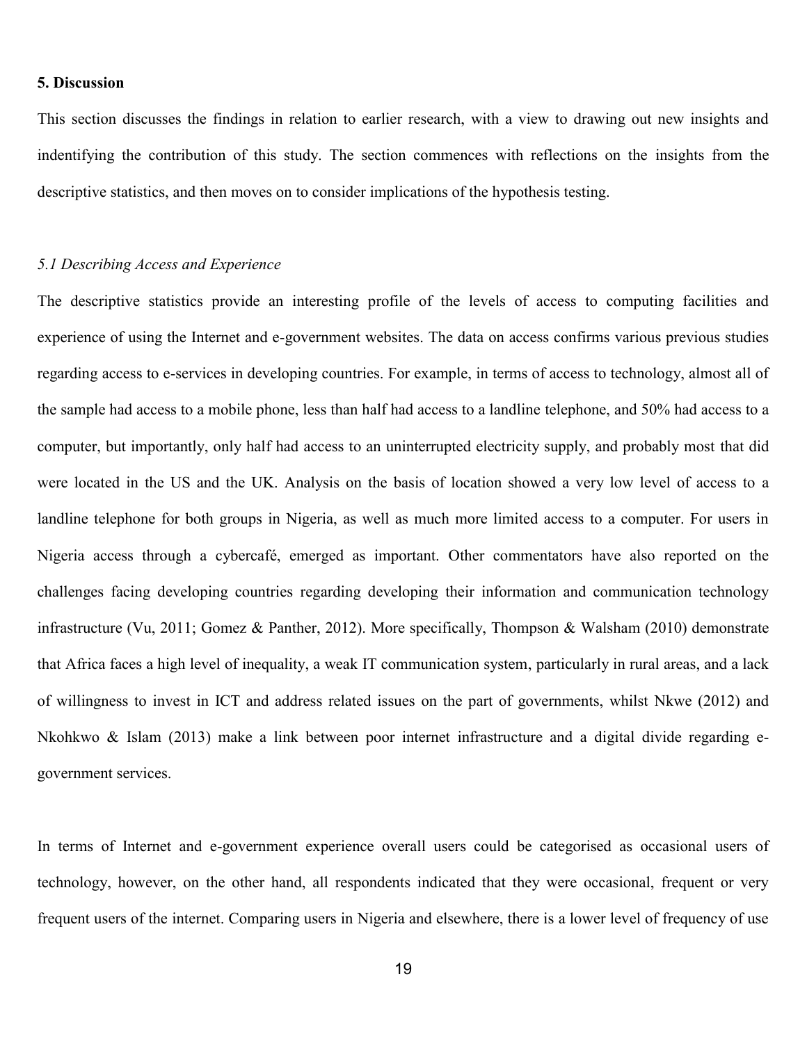## 5. Discussion

This section discusses the findings in relation to earlier research, with a view to drawing out new insights and indentifying the contribution of this study. The section commences with reflections on the insights from the descriptive statistics, and then moves on to consider implications of the hypothesis testing.

### *5.1 Describing Access and Experience*

The descriptive statistics provide an interesting profile of the levels of access to computing facilities and experience of using the Internet and e-government websites. The data on access confirms various previous studies regarding access to e-services in developing countries. For example, in terms of access to technology, almost all of the sample had access to a mobile phone, less than half had access to a landline telephone, and 50% had access to a computer, but importantly, only half had access to an uninterrupted electricity supply, and probably most that did were located in the US and the UK. Analysis on the basis of location showed a very low level of access to a landline telephone for both groups in Nigeria, as well as much more limited access to a computer. For users in Nigeria access through a cybercafé, emerged as important. Other commentators have also reported on the challenges facing developing countries regarding developing their information and communication technology infrastructure (Vu, 2011; Gomez & Panther, 2012). More specifically, Thompson & Walsham (2010) demonstrate that Africa faces a high level of inequality, a weak IT communication system, particularly in rural areas, and a lack of willingness to invest in ICT and address related issues on the part of governments, whilst Nkwe (2012) and Nkohkwo & Islam (2013) make a link between poor internet infrastructure and a digital divide regarding e-government services.

In terms of Internet and e-government experience overall users could be categorised as occasional users of technology, however, on the other hand, all respondents indicated that they were occasional, frequent or very frequent users of the internet. Comparing users in Nigeria and elsewhere, there is a lower level of frequency of use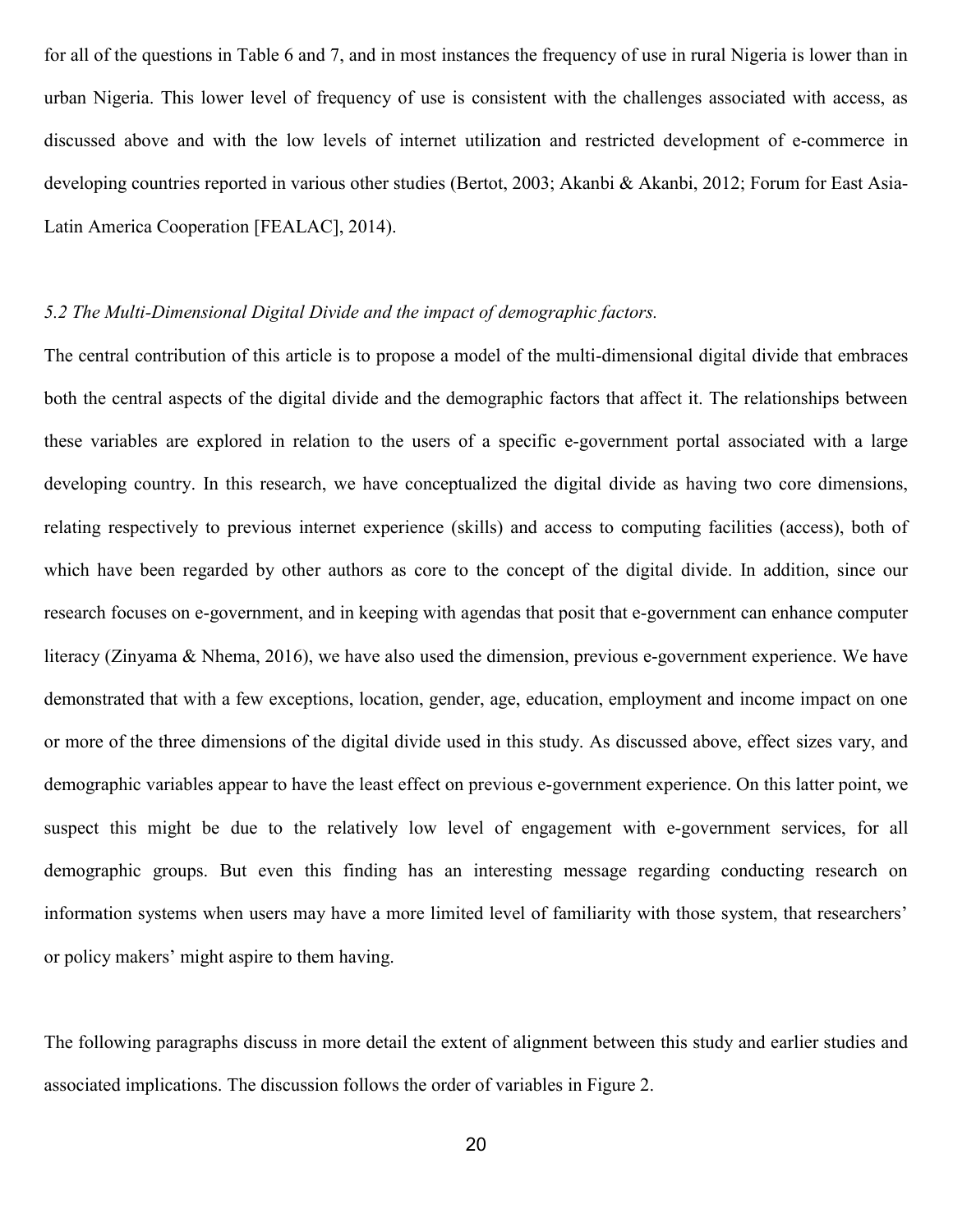for all of the questions in Table 6 and 7, and in most instances the frequency of use in rural Nigeria is lower than in urban Nigeria. This lower level of frequency of use is consistent with the challenges associated with access, as discussed above and with the low levels of internet utilization and restricted development of e-commerce in developing countries reported in various other studies (Bertot, 2003; Akanbi & Akanbi, 2012; Forum for East Asia-Latin America Cooperation [FEALAC], 2014).

### *5.2 The Multi-Dimensional Digital Divide and the impact of demographic factors.*

The central contribution of this article is to propose a model of the multi-dimensional digital divide that embraces both the central aspects of the digital divide and the demographic factors that affect it. The relationships between these variables are explored in relation to the users of a specific e-government portal associated with a large developing country. In this research, we have conceptualized the digital divide as having two core dimensions, relating respectively to previous internet experience (skills) and access to computing facilities (access), both of which have been regarded by other authors as core to the concept of the digital divide. In addition, since our research focuses on e-government, and in keeping with agendas that posit that e-government can enhance computer literacy (Zinyama & Nhema, 2016), we have also used the dimension, previous e-government experience. We have demonstrated that with a few exceptions, location, gender, age, education, employment and income impact on one or more of the three dimensions of the digital divide used in this study. As discussed above, effect sizes vary, and demographic variables appear to have the least effect on previous e-government experience. On this latter point, we suspect this might be due to the relatively low level of engagement with e-government services, for all demographic groups. But even this finding has an interesting message regarding conducting research on information systems when users may have a more limited level of familiarity with those system, that researchers' or policy makers' might aspire to them having.

The following paragraphs discuss in more detail the extent of alignment between this study and earlier studies and associated implications. The discussion follows the order of variables in Figure 2.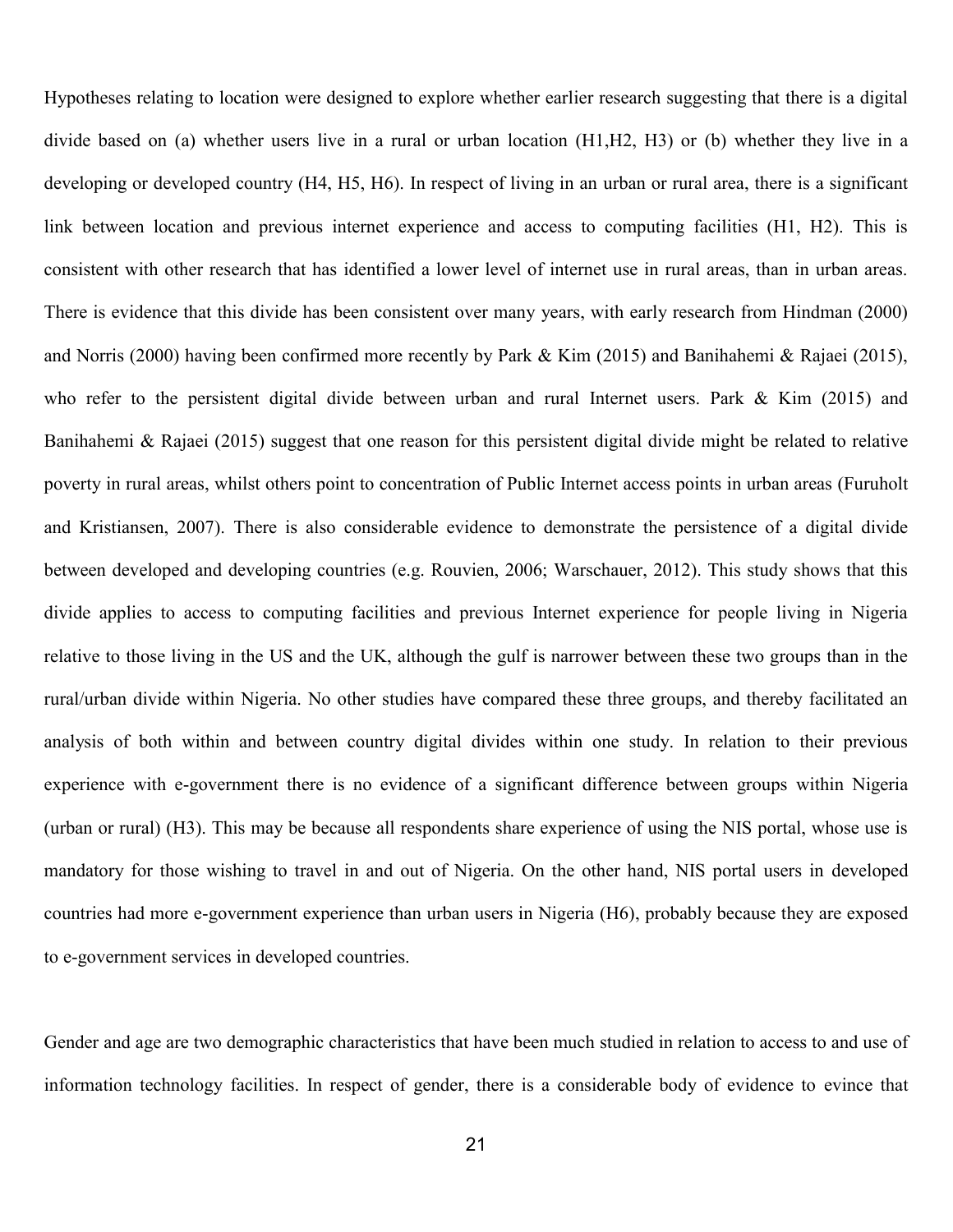Hypotheses relating to location were designed to explore whether earlier research suggesting that there is a digital divide based on (a) whether users live in a rural or urban location (H1,H2, H3) or (b) whether they live in a developing or developed country (H4, H5, H6). In respect of living in an urban or rural area, there is a significant link between location and previous internet experience and access to computing facilities (H1, H2). This is consistent with other research that has identified a lower level of internet use in rural areas, than in urban areas. There is evidence that this divide has been consistent over many years, with early research from Hindman (2000) and Norris (2000) having been confirmed more recently by Park & Kim (2015) and Banihahemi & Rajaei (2015), who refer to the persistent digital divide between urban and rural Internet users. Park & Kim (2015) and Banihahemi & Rajaei (2015) suggest that one reason for this persistent digital divide might be related to relative poverty in rural areas, whilst others point to concentration of Public Internet access points in urban areas (Furuholt and Kristiansen, 2007). There is also considerable evidence to demonstrate the persistence of a digital divide between developed and developing countries (e.g. Rouvien, 2006; Warschauer, 2012). This study shows that this divide applies to access to computing facilities and previous Internet experience for people living in Nigeria relative to those living in the US and the UK, although the gulf is narrower between these two groups than in the rural/urban divide within Nigeria. No other studies have compared these three groups, and thereby facilitated an analysis of both within and between country digital divides within one study. In relation to their previous experience with e-government there is no evidence of a significant difference between groups within Nigeria (urban or rural) (H3). This may be because all respondents share experience of using the NIS portal, whose use is mandatory for those wishing to travel in and out of Nigeria. On the other hand, NIS portal users in developed countries had more e-government experience than urban users in Nigeria (H6), probably because they are exposed to e-government services in developed countries.

Gender and age are two demographic characteristics that have been much studied in relation to access to and use of information technology facilities. In respect of gender, there is a considerable body of evidence to evince that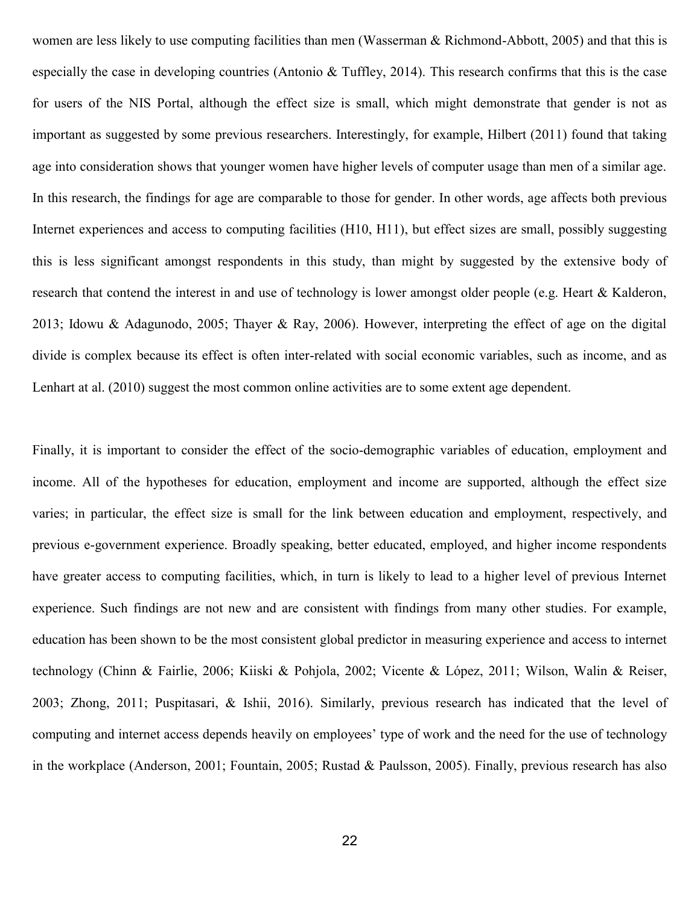women are less likely to use computing facilities than men (Wasserman & Richmond-Abbott, 2005) and that this is especially the case in developing countries (Antonio & Tuffley, 2014). This research confirms that this is the case for users of the NIS Portal, although the effect size is small, which might demonstrate that gender is not as important as suggested by some previous researchers. Interestingly, for example, Hilbert (2011) found that taking age into consideration shows that younger women have higher levels of computer usage than men of a similar age. In this research, the findings for age are comparable to those for gender. In other words, age affects both previous Internet experiences and access to computing facilities (H10, H11), but effect sizes are small, possibly suggesting this is less significant amongst respondents in this study, than might by suggested by the extensive body of research that contend the interest in and use of technology is lower amongst older people (e.g. Heart & Kalderon, 2013; Idowu & Adagunodo, 2005; Thayer & Ray, 2006). However, interpreting the effect of age on the digital divide is complex because its effect is often inter-related with social economic variables, such as income, and as Lenhart at al. (2010) suggest the most common online activities are to some extent age dependent.

Finally, it is important to consider the effect of the socio-demographic variables of education, employment and income. All of the hypotheses for education, employment and income are supported, although the effect size varies; in particular, the effect size is small for the link between education and employment, respectively, and previous e-government experience. Broadly speaking, better educated, employed, and higher income respondents have greater access to computing facilities, which, in turn is likely to lead to a higher level of previous Internet experience. Such findings are not new and are consistent with findings from many other studies. For example, education has been shown to be the most consistent global predictor in measuring experience and access to internet technology (Chinn & Fairlie, 2006; Kiiski & Pohjola, 2002; Vicente & López, 2011; Wilson, Walin & Reiser, 2003; Zhong, 2011; Puspitasari, & Ishii, 2016). Similarly, previous research has indicated that the level of computing and internet access depends heavily on employees' type of work and the need for the use of technology in the workplace (Anderson, 2001; Fountain, 2005; Rustad & Paulsson, 2005). Finally, previous research has also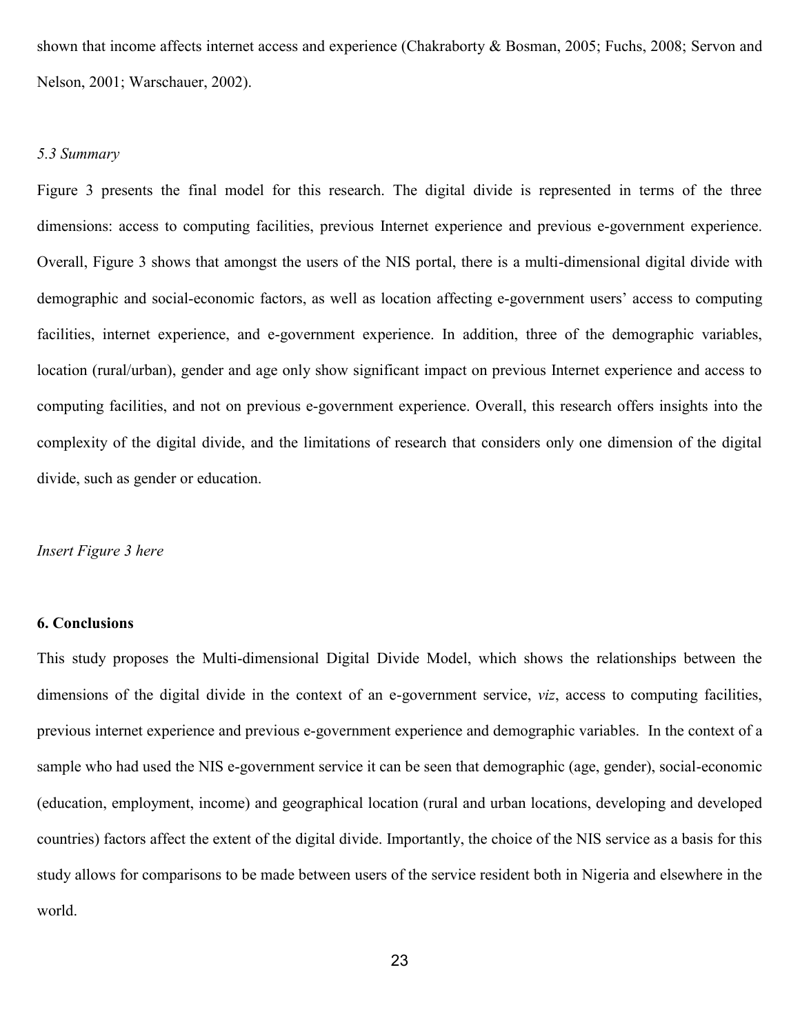shown that income affects internet access and experience (Chakraborty & Bosman, 2005; Fuchs, 2008; Servon and Nelson, 2001; Warschauer, 2002).

### *5.3 Summary*

Figure 3 presents the final model for this research. The digital divide is represented in terms of the three dimensions: access to computing facilities, previous Internet experience and previous e-government experience. Overall, Figure 3 shows that amongst the users of the NIS portal, there is a multi-dimensional digital divide with demographic and social-economic factors, as well as location affecting e-government users' access to computing facilities, internet experience, and e-government experience. In addition, three of the demographic variables, location (rural/urban), gender and age only show significant impact on previous Internet experience and access to computing facilities, and not on previous e-government experience. Overall, this research offers insights into the complexity of the digital divide, and the limitations of research that considers only one dimension of the digital divide, such as gender or education.

*Insert Figure 3 here*

## **6. Conclusions**

This study proposes the Multi-dimensional Digital Divide Model, which shows the relationships between the dimensions of the digital divide in the context of an e-government service, *viz*, access to computing facilities, previous internet experience and previous e-government experience and demographic variables. In the context of a sample who had used the NIS e-government service it can be seen that demographic (age, gender), social-economic (education, employment, income) and geographical location (rural and urban locations, developing and developed countries) factors affect the extent of the digital divide. Importantly, the choice of the NIS service as a basis for this study allows for comparisons to be made between users of the service resident both in Nigeria and elsewhere in the world.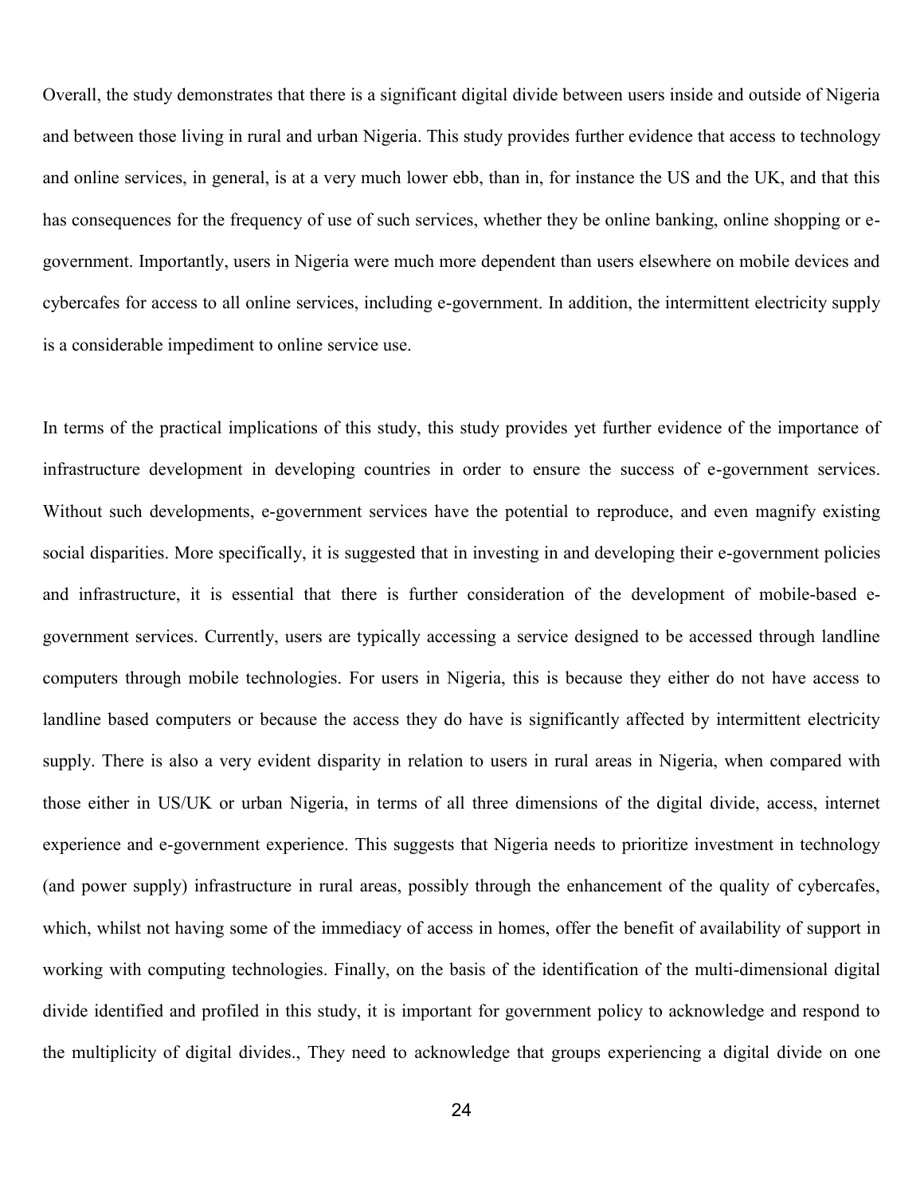Overall, the study demonstrates that there is a significant digital divide between users inside and outside of Nigeria and between those living in rural and urban Nigeria. This study provides further evidence that access to technology and online services, in general, is at a very much lower ebb, than in, for instance the US and the UK, and that this has consequences for the frequency of use of such services, whether they be online banking, online shopping or e-government. Importantly, users in Nigeria were much more dependent than users elsewhere on mobile devices and cybercafes for access to all online services, including e-government. In addition, the intermittent electricity supply is a considerable impediment to online service use.

In terms of the practical implications of this study, this study provides yet further evidence of the importance of infrastructure development in developing countries in order to ensure the success of e-government services. Without such developments, e-government services have the potential to reproduce, and even magnify existing social disparities. More specifically, it is suggested that in investing in and developing their e-government policies and infrastructure, it is essential that there is further consideration of the development of mobile-based e-government services. Currently, users are typically accessing a service designed to be accessed through landline computers through mobile technologies. For users in Nigeria, this is because they either do not have access to landline based computers or because the access they do have is significantly affected by intermittent electricity supply. There is also a very evident disparity in relation to users in rural areas in Nigeria, when compared with those either in US/UK or urban Nigeria, in terms of all three dimensions of the digital divide, access, internet experience and e-government experience. This suggests that Nigeria needs to prioritize investment in technology (and power supply) infrastructure in rural areas, possibly through the enhancement of the quality of cybercafes, which, whilst not having some of the immediacy of access in homes, offer the benefit of availability of support in working with computing technologies. Finally, on the basis of the identification of the multi-dimensional digital divide identified and profiled in this study, it is important for government policy to acknowledge and respond to the multiplicity of digital divides., They need to acknowledge that groups experiencing a digital divide on one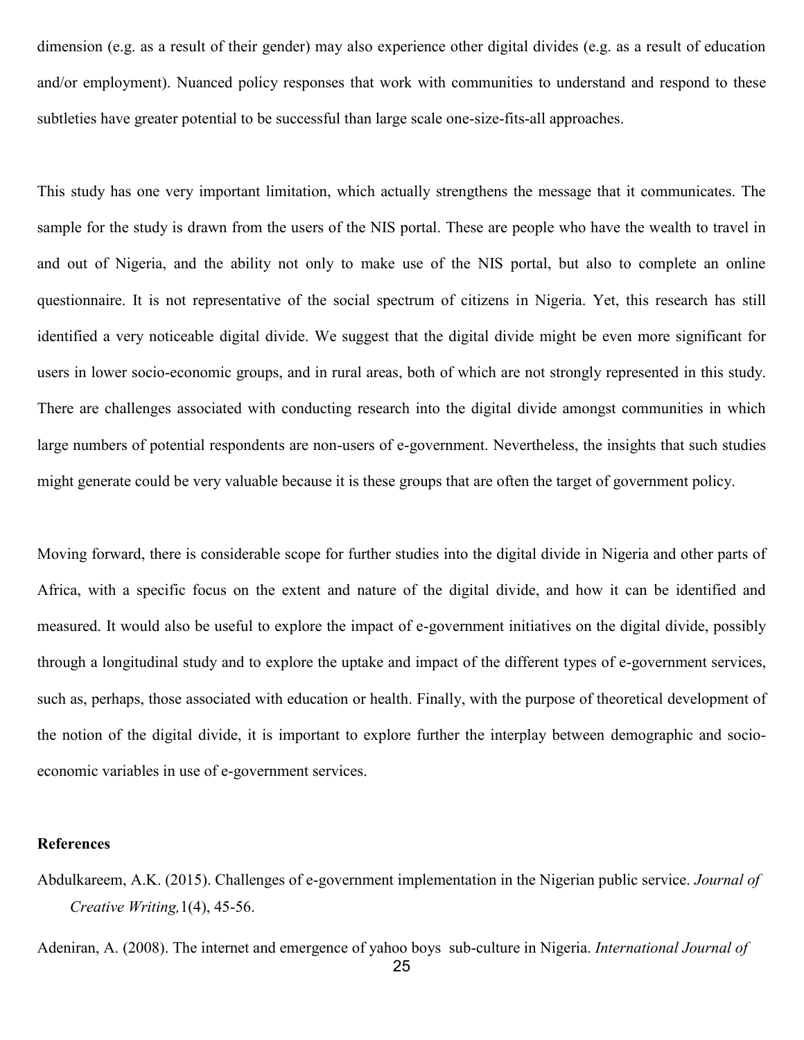dimension (e.g. as a result of their gender) may also experience other digital divides (e.g. as a result of education and/or employment). Nuanced policy responses that work with communities to understand and respond to these subtleties have greater potential to be successful than large scale one-size-fits-all approaches.

This study has one very important limitation, which actually strengthens the message that it communicates. The sample for the study is drawn from the users of the NIS portal. These are people who have the wealth to travel in and out of Nigeria, and the ability not only to make use of the NIS portal, but also to complete an online questionnaire. It is not representative of the social spectrum of citizens in Nigeria. Yet, this research has still identified a very noticeable digital divide. We suggest that the digital divide might be even more significant for users in lower socio-economic groups, and in rural areas, both of which are not strongly represented in this study. There are challenges associated with conducting research into the digital divide amongst communities in which large numbers of potential respondents are non-users of e-government. Nevertheless, the insights that such studies might generate could be very valuable because it is these groups that are often the target of government policy.

Moving forward, there is considerable scope for further studies into the digital divide in Nigeria and other parts of Africa, with a specific focus on the extent and nature of the digital divide, and how it can be identified and measured. It would also be useful to explore the impact of e-government initiatives on the digital divide, possibly through a longitudinal study and to explore the uptake and impact of the different types of e-government services, such as, perhaps, those associated with education or health. Finally, with the purpose of theoretical development of the notion of the digital divide, it is important to explore further the interplay between demographic and socio-economic variables in use of e-government services.

**References**

Abdulkareem, A.K. (2015). Challenges of e-government implementation in the Nigerian public service. *Journal of Creative Writing,*1(4), 45-56.

Adeniran, A. (2008). The internet and emergence of yahoo boys sub-culture in Nigeria. *International Journal of*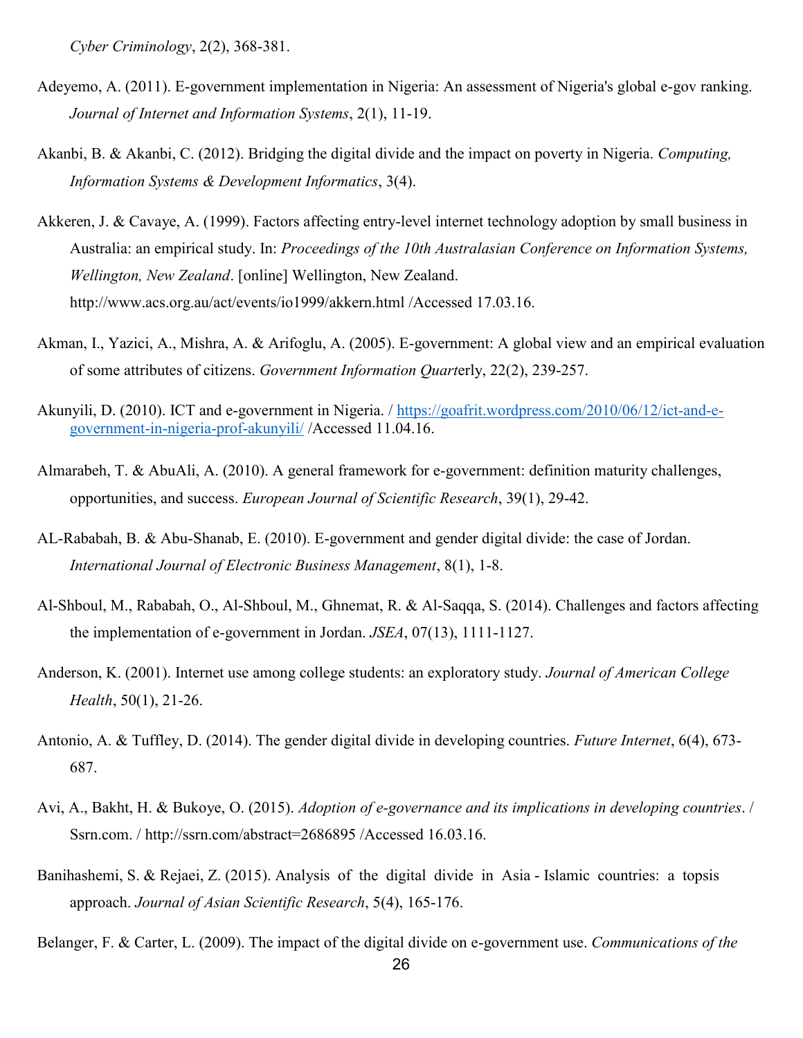*Cyber Criminology*, 2(2), 368-381.

Adeyemo, A. (2011). E-government implementation in Nigeria: An assessment of Nigeria's global e-gov ranking. *Journal of Internet and Information Systems*, 2(1), 11-19.

Akanbi, B. & Akanbi, C. (2012). Bridging the digital divide and the impact on poverty in Nigeria. *Computing, Information Systems & Development Informatics*, 3(4).

Akkeren, J. & Cavaye, A. (1999). Factors affecting entry-level internet technology adoption by small business in Australia: an empirical study. In: *Proceedings of the 10th Australasian Conference on Information Systems, Wellington, New Zealand*. [online] Wellington, New Zealand. http://www.acs.org.au/act/events/io1999/akkern.html /Accessed 17.03.16.

Akman, I., Yazici, A., Mishra, A. & Arifoglu, A. (2005). E-government: A global view and an empirical evaluation of some attributes of citizens. *Government Information Quart*erly, 22(2), 239-257.

Akunyili, D. (2010). ICT and e-government in Nigeria. / https://goafrit.wordpress.com/2010/06/12/ict-and-e-government-in-nigeria-prof-akunyili/ /Accessed 11.04.16.

Almarabeh, T. & AbuAli, A. (2010). A general framework for e-government: definition maturity challenges, opportunities, and success. *European Journal of Scientific Research*, 39(1), 29-42.

AL-Rababah, B. & Abu-Shanab, E. (2010). E-government and gender digital divide: the case of Jordan. *International Journal of Electronic Business Management*, 8(1), 1-8.

Al-Shboul, M., Rababah, O., Al-Shboul, M., Ghnemat, R. & Al-Saqqa, S. (2014). Challenges and factors affecting the implementation of e-government in Jordan. *JSEA*, 07(13), 1111-1127.

Anderson, K. (2001). Internet use among college students: an exploratory study. *Journal of American College Health*, 50(1), 21-26.

Antonio, A. & Tuffley, D. (2014). The gender digital divide in developing countries. *Future Internet*, 6(4), 673-687.

Avi, A., Bakht, H. & Bukoye, O. (2015). *Adoption of e-governance and its implications in developing countries*. / Ssrn.com. / http://ssrn.com/abstract=2686895 /Accessed 16.03.16.

Banihashemi, S. & Rejaei, Z. (2015). Analysis of the digital divide in Asia - Islamic countries: a topsis approach. *Journal of Asian Scientific Research*, 5(4), 165-176.

Belanger, F. & Carter, L. (2009). The impact of the digital divide on e-government use. *Communications of the*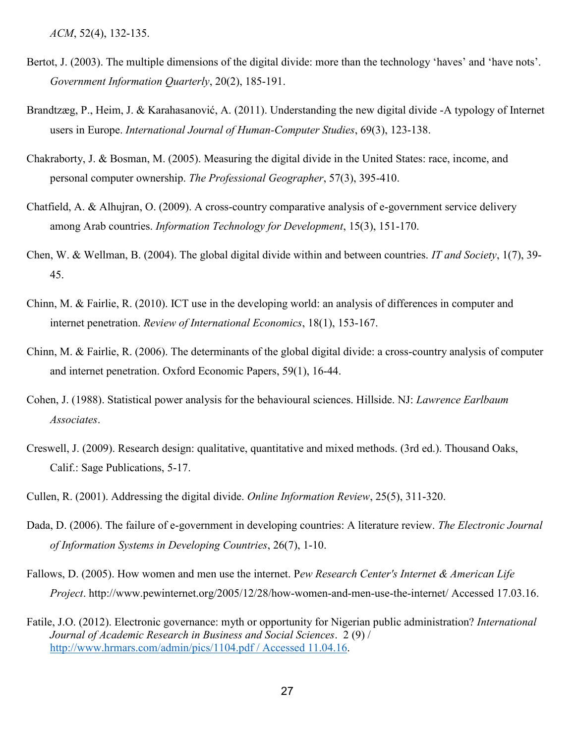*ACM*, 52(4), 132-135.

Bertot, J. (2003). The multiple dimensions of the digital divide: more than the technology 'haves' and 'have nots'. *Government Information Quarterly*, 20(2), 185-191.

Brandtzæg, P., Heim, J. & Karahasanović, A. (2011). Understanding the new digital divide -A typology of Internet users in Europe. *International Journal of Human-Computer Studies*, 69(3), 123-138.

Chakraborty, J. & Bosman, M. (2005). Measuring the digital divide in the United States: race, income, and personal computer ownership. *The Professional Geographer*, 57(3), 395-410.

Chatfield, A. & Alhujran, O. (2009). A cross-country comparative analysis of e-government service delivery among Arab countries. *Information Technology for Development*, 15(3), 151-170.

Chen, W. & Wellman, B. (2004). The global digital divide within and between countries. *IT and Society*, 1(7), 39-45.

Chinn, M. & Fairlie, R. (2010). ICT use in the developing world: an analysis of differences in computer and internet penetration. *Review of International Economics*, 18(1), 153-167.

Chinn, M. & Fairlie, R. (2006). The determinants of the global digital divide: a cross-country analysis of computer and internet penetration. Oxford Economic Papers, 59(1), 16-44.

Cohen, J. (1988). Statistical power analysis for the behavioural sciences. Hillside. NJ: *Lawrence Earlbaum Associates*.

Creswell, J. (2009). Research design: qualitative, quantitative and mixed methods. (3rd ed.). Thousand Oaks, Calif.: Sage Publications, 5-17.

Cullen, R. (2001). Addressing the digital divide. *Online Information Review*, 25(5), 311-320.

Dada, D. (2006). The failure of e-government in developing countries: A literature review. *The Electronic Journal of Information Systems in Developing Countries*, 26(7), 1-10.

Fallows, D. (2005). How women and men use the internet. P*ew Research Center's Internet & American Life Project*. http://www.pewinternet.org/2005/12/28/how-women-and-men-use-the-internet/ Accessed 17.03.16.

Fatile, J.O. (2012). Electronic governance: myth or opportunity for Nigerian public administration? *International Journal of Academic Research in Business and Social Sciences*. 2 (9) / http://www.hrmars.com/admin/pics/1104.pdf / Accessed 11.04.16.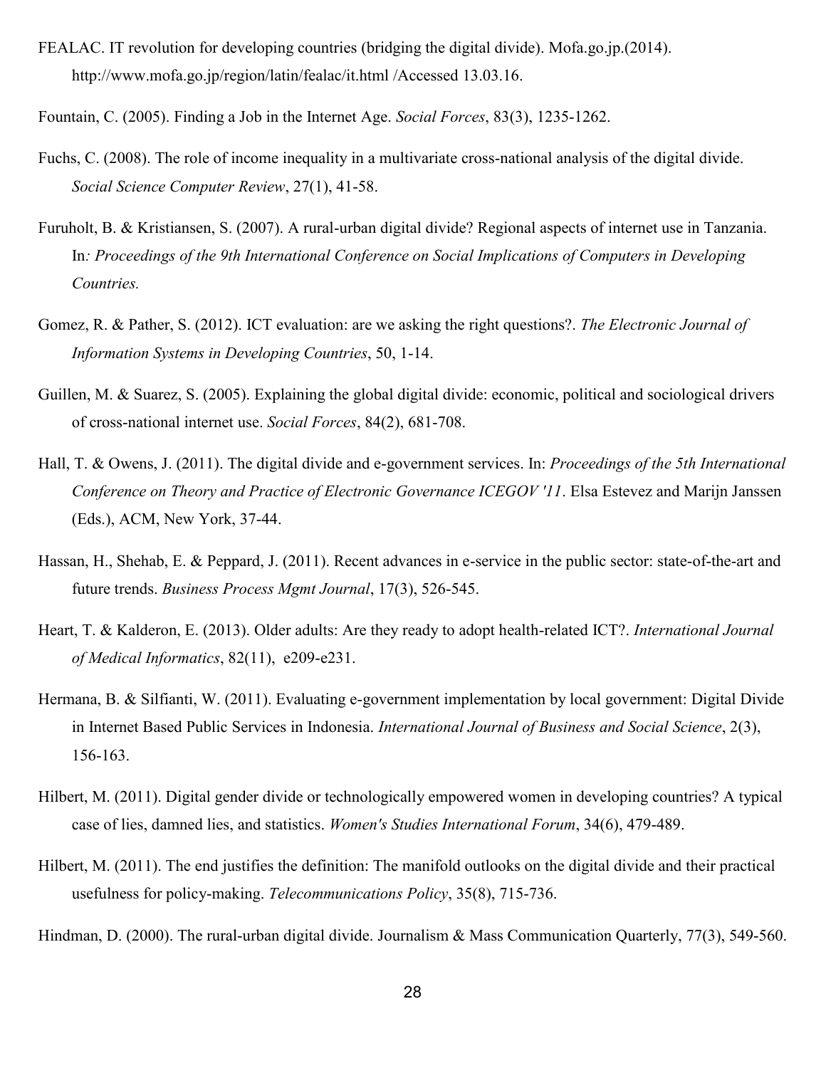FEALAC. IT revolution for developing countries (bridging the digital divide). Mofa.go.jp.(2014). http://www.mofa.go.jp/region/latin/fealac/it.html /Accessed 13.03.16.

Fountain, C. (2005). Finding a Job in the Internet Age. *Social Forces*, 83(3), 1235-1262.

Fuchs, C. (2008). The role of income inequality in a multivariate cross-national analysis of the digital divide. *Social Science Computer Review*, 27(1), 41-58.

Furuholt, B. & Kristiansen, S. (2007). A rural-urban digital divide? Regional aspects of internet use in Tanzania. In*: Proceedings of the 9th International Conference on Social Implications of Computers in Developing Countries.*

Gomez, R. & Pather, S. (2012). ICT evaluation: are we asking the right questions?. *The Electronic Journal of Information Systems in Developing Countries*, 50, 1-14.

Guillen, M. & Suarez, S. (2005). Explaining the global digital divide: economic, political and sociological drivers of cross-national internet use. *Social Forces*, 84(2), 681-708.

Hall, T. & Owens, J. (2011). The digital divide and e-government services. In: *Proceedings of the 5th International Conference on Theory and Practice of Electronic Governance ICEGOV '11*. Elsa Estevez and Marijn Janssen (Eds.), ACM, New York, 37-44.

Hassan, H., Shehab, E. & Peppard, J. (2011). Recent advances in e-service in the public sector: state-of-the-art and future trends. *Business Process Mgmt Journal*, 17(3), 526-545.

Heart, T. & Kalderon, E. (2013). Older adults: Are they ready to adopt health-related ICT?. *International Journal of Medical Informatics*, 82(11), e209-e231.

Hermana, B. & Silfianti, W. (2011). Evaluating e-government implementation by local government: Digital Divide in Internet Based Public Services in Indonesia. *International Journal of Business and Social Science*, 2(3), 156-163.

Hilbert, M. (2011). Digital gender divide or technologically empowered women in developing countries? A typical case of lies, damned lies, and statistics. *Women's Studies International Forum*, 34(6), 479-489.

Hilbert, M. (2011). The end justifies the definition: The manifold outlooks on the digital divide and their practical usefulness for policy-making. *Telecommunications Policy*, 35(8), 715-736.

Hindman, D. (2000). The rural-urban digital divide. Journalism & Mass Communication Quarterly, 77(3), 549-560.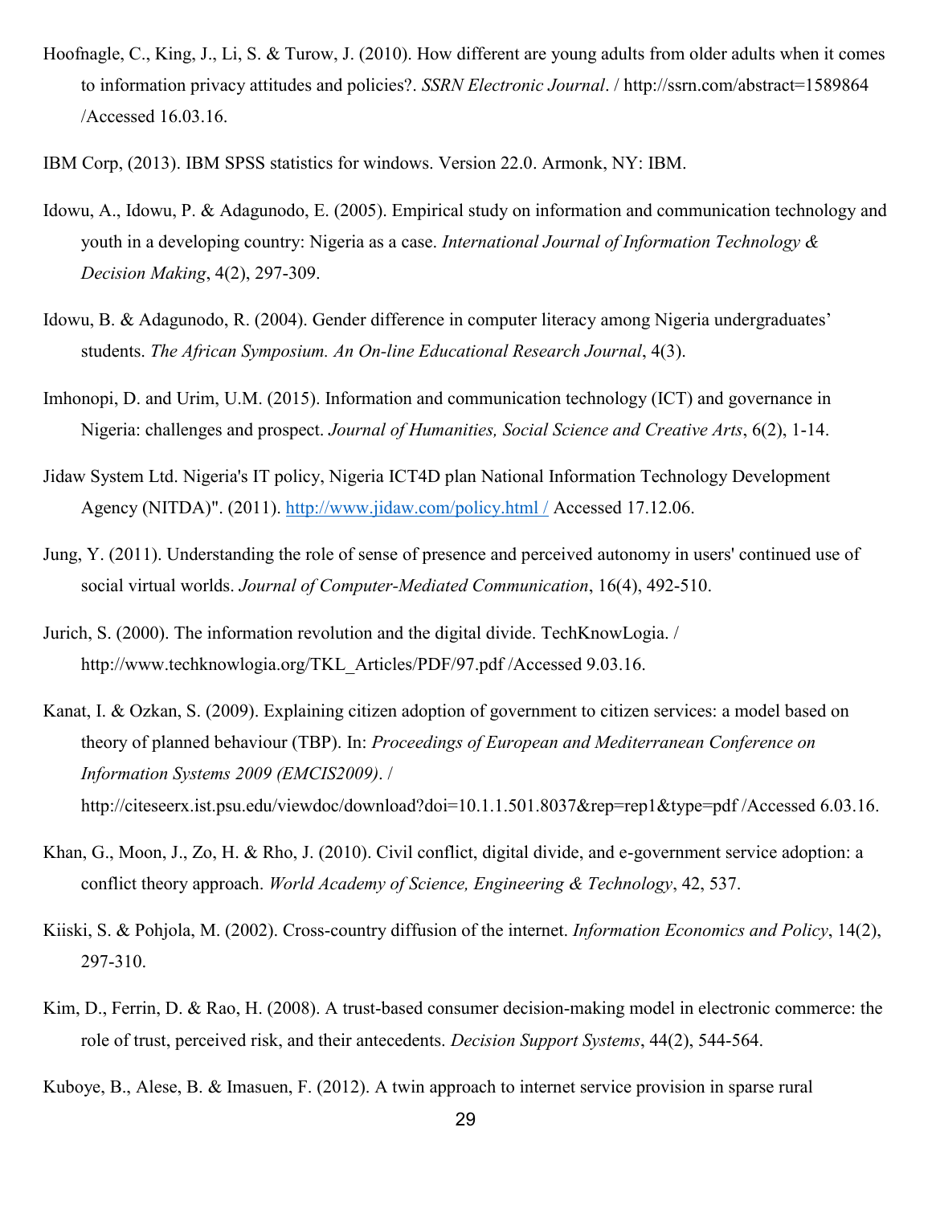Hoofnagle, C., King, J., Li, S. & Turow, J. (2010). How different are young adults from older adults when it comes to information privacy attitudes and policies?. *SSRN Electronic Journal*. / http://ssrn.com/abstract=1589864 /Accessed 16.03.16.

IBM Corp, (2013). IBM SPSS statistics for windows. Version 22.0. Armonk, NY: IBM.

Idowu, A., Idowu, P. & Adagunodo, E. (2005). Empirical study on information and communication technology and youth in a developing country: Nigeria as a case. *International Journal of Information Technology & Decision Making*, 4(2), 297-309.

Idowu, B. & Adagunodo, R. (2004). Gender difference in computer literacy among Nigeria undergraduates' students. *The African Symposium. An On-line Educational Research Journal*, 4(3).

Imhonopi, D. and Urim, U.M. (2015). Information and communication technology (ICT) and governance in Nigeria: challenges and prospect. *Journal of Humanities, Social Science and Creative Arts*, 6(2), 1-14.

Jidaw System Ltd. Nigeria's IT policy, Nigeria ICT4D plan National Information Technology Development Agency (NITDA)". (2011). [http://www.jidaw.com/policy.html /](http://www.jidaw.com/policy.html) Accessed 17.12.06.

Jung, Y. (2011). Understanding the role of sense of presence and perceived autonomy in users' continued use of social virtual worlds. *Journal of Computer-Mediated Communication*, 16(4), 492-510.

Jurich, S. (2000). The information revolution and the digital divide. TechKnowLogia. / http://www.techknowlogia.org/TKL_Articles/PDF/97.pdf /Accessed 9.03.16.

Kanat, I. & Ozkan, S. (2009). Explaining citizen adoption of government to citizen services: a model based on theory of planned behaviour (TBP). In: *Proceedings of European and Mediterranean Conference on Information Systems 2009 (EMCIS2009)*. / http://citeseerx.ist.psu.edu/viewdoc/download?doi=10.1.1.501.8037&rep=rep1&type=pdf /Accessed 6.03.16.

Khan, G., Moon, J., Zo, H. & Rho, J. (2010). Civil conflict, digital divide, and e-government service adoption: a conflict theory approach. *World Academy of Science, Engineering & Technology*, 42, 537.

Kiiski, S. & Pohjola, M. (2002). Cross-country diffusion of the internet. *Information Economics and Policy*, 14(2), 297-310.

Kim, D., Ferrin, D. & Rao, H. (2008). A trust-based consumer decision-making model in electronic commerce: the role of trust, perceived risk, and their antecedents. *Decision Support Systems*, 44(2), 544-564.

Kuboye, B., Alese, B. & Imasuen, F. (2012). A twin approach to internet service provision in sparse rural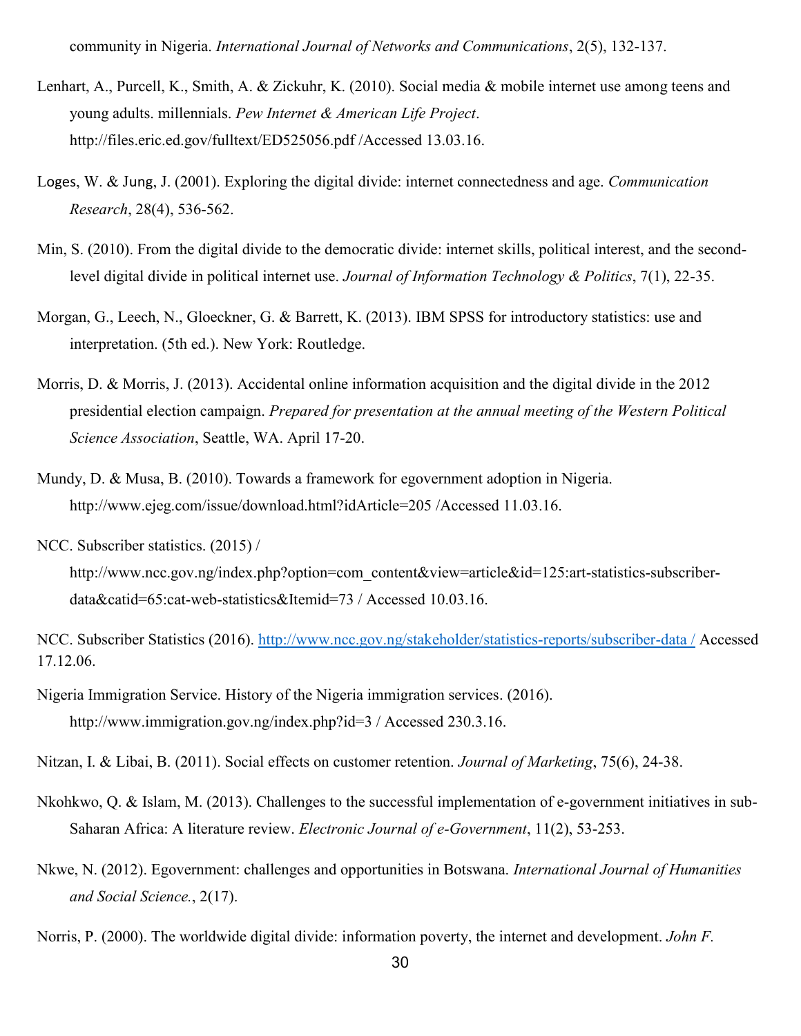community in Nigeria. *International Journal of Networks and Communications*, 2(5), 132-137.

Lenhart, A., Purcell, K., Smith, A. & Zickuhr, K. (2010). Social media & mobile internet use among teens and young adults. millennials. *Pew Internet & American Life Project*. http://files.eric.ed.gov/fulltext/ED525056.pdf /Accessed 13.03.16.

Loges, W. & Jung, J. (2001). Exploring the digital divide: internet connectedness and age. *Communication Research*, 28(4), 536-562.

Min, S. (2010). From the digital divide to the democratic divide: internet skills, political interest, and the second-level digital divide in political internet use. *Journal of Information Technology & Politics*, 7(1), 22-35.

Morgan, G., Leech, N., Gloeckner, G. & Barrett, K. (2013). IBM SPSS for introductory statistics: use and interpretation. (5th ed.). New York: Routledge.

Morris, D. & Morris, J. (2013). Accidental online information acquisition and the digital divide in the 2012 presidential election campaign. *Prepared for presentation at the annual meeting of the Western Political Science Association*, Seattle, WA. April 17-20.

Mundy, D. & Musa, B. (2010). Towards a framework for egovernment adoption in Nigeria. http://www.ejeg.com/issue/download.html?idArticle=205 /Accessed 11.03.16.

NCC. Subscriber statistics. (2015) / http://www.ncc.gov.ng/index.php?option=com_content&view=article&id=125:art-statistics-subscriber-data&catid=65:cat-web-statistics&Itemid=73 / Accessed 10.03.16.

NCC. Subscriber Statistics (2016). [http://www.ncc.gov.ng/stakeholder/statistics-reports/subscriber-data /](http://www.ncc.gov.ng/stakeholder/statistics-reports/subscriber-data) Accessed 17.12.06.

Nigeria Immigration Service. History of the Nigeria immigration services. (2016). http://www.immigration.gov.ng/index.php?id=3 / Accessed 230.3.16.

Nitzan, I. & Libai, B. (2011). Social effects on customer retention. *Journal of Marketing*, 75(6), 24-38.

Nkohkwo, Q. & Islam, M. (2013). Challenges to the successful implementation of e-government initiatives in sub-Saharan Africa: A literature review. *Electronic Journal of e-Government*, 11(2), 53-253.

Nkwe, N. (2012). Egovernment: challenges and opportunities in Botswana. *International Journal of Humanities and Social Science.*, 2(17).

Norris, P. (2000). The worldwide digital divide: information poverty, the internet and development. *John F.*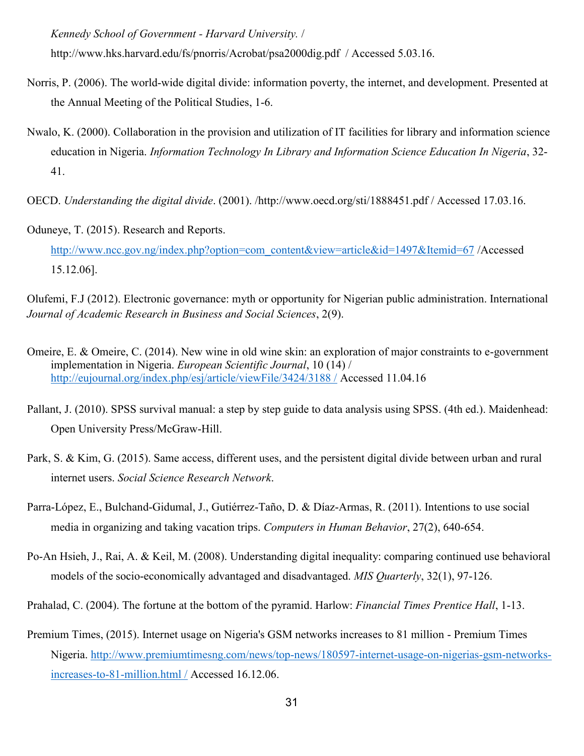*Kennedy School of Government - Harvard University*. / http://www.hks.harvard.edu/fs/pnorris/Acrobat/psa2000dig.pdf / Accessed 5.03.16.

Norris, P. (2006). The world-wide digital divide: information poverty, the internet, and development. Presented at the Annual Meeting of the Political Studies, 1-6.

Nwalo, K. (2000). Collaboration in the provision and utilization of IT facilities for library and information science education in Nigeria. *Information Technology In Library and Information Science Education In Nigeria*, 32-41.

OECD. *Understanding the digital divide*. (2001). /http://www.oecd.org/sti/1888451.pdf / Accessed 17.03.16.

Oduneye, T. (2015). Research and Reports. http://www.ncc.gov.ng/index.php?option=com_content&view=article&id=1497&Itemid=67 /Accessed 15.12.06].

Olufemi, F.J (2012). Electronic governance: myth or opportunity for Nigerian public administration. International *Journal of Academic Research in Business and Social Sciences*, 2(9).

Omeire, E. & Omeire, C. (2014). New wine in old wine skin: an exploration of major constraints to e-government implementation in Nigeria. *European Scientific Journal*, 10 (14) / http://eujournal.org/index.php/esj/article/viewFile/3424/3188 / Accessed 11.04.16

Pallant, J. (2010). SPSS survival manual: a step by step guide to data analysis using SPSS. (4th ed.). Maidenhead: Open University Press/McGraw-Hill.

Park, S. & Kim, G. (2015). Same access, different uses, and the persistent digital divide between urban and rural internet users. *Social Science Research Network*.

Parra-López, E., Bulchand-Gidumal, J., Gutiérrez-Taño, D. & Díaz-Armas, R. (2011). Intentions to use social media in organizing and taking vacation trips. *Computers in Human Behavior*, 27(2), 640-654.

Po-An Hsieh, J., Rai, A. & Keil, M. (2008). Understanding digital inequality: comparing continued use behavioral models of the socio-economically advantaged and disadvantaged. *MIS Quarterly*, 32(1), 97-126.

Prahalad, C. (2004). The fortune at the bottom of the pyramid. Harlow: *Financial Times Prentice Hall*, 1-13.

Premium Times, (2015). Internet usage on Nigeria's GSM networks increases to 81 million - Premium Times Nigeria. http://www.premiumtimesng.com/news/top-news/180597-internet-usage-on-nigerias-gsm-networks-increases-to-81-million.html / Accessed 16.12.06.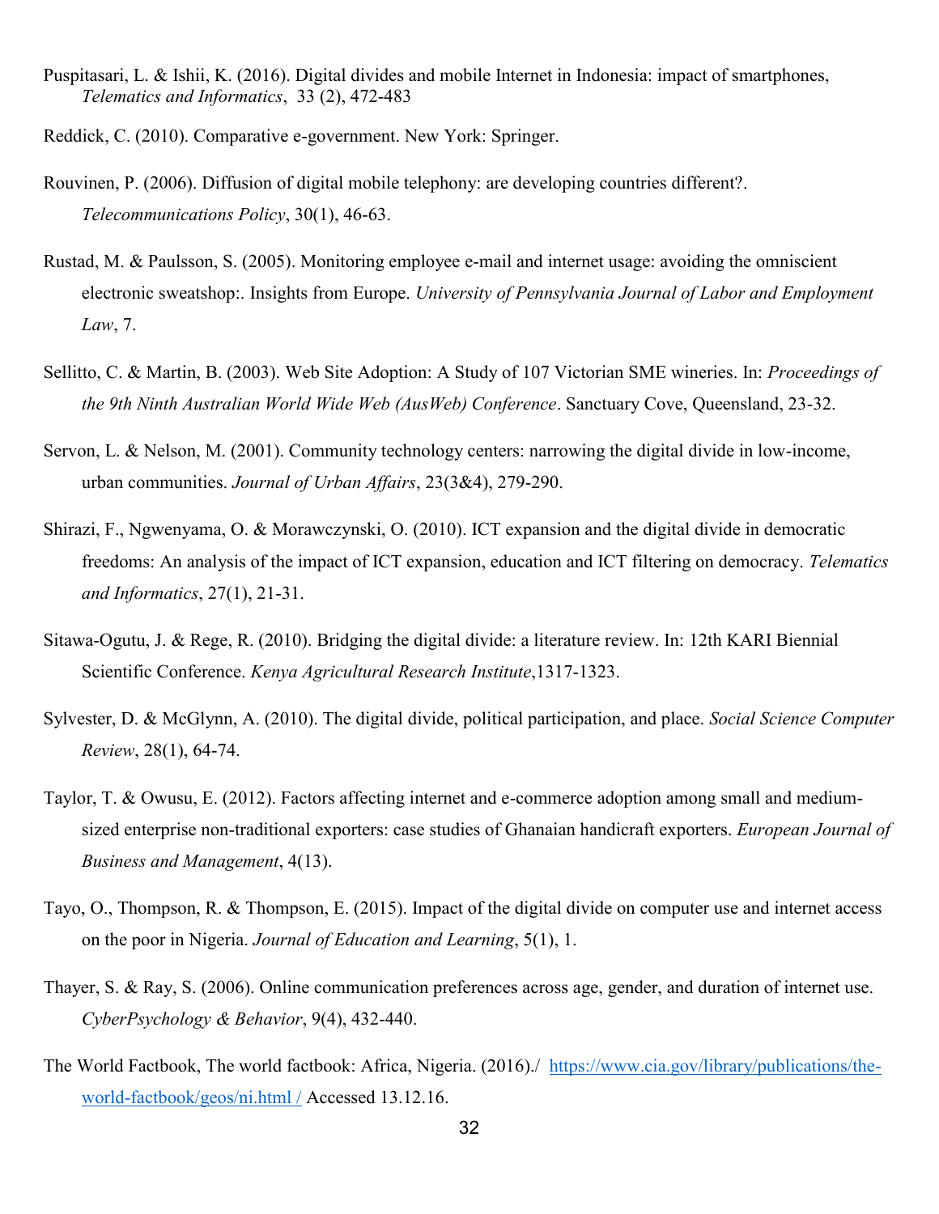Puspitasari, L. & Ishii, K. (2016). Digital divides and mobile Internet in Indonesia: impact of smartphones, *Telematics and Informatics*, 33 (2), 472-483

Reddick, C. (2010). Comparative e-government. New York: Springer.

Rouvinen, P. (2006). Diffusion of digital mobile telephony: are developing countries different?. *Telecommunications Policy*, 30(1), 46-63.

Rustad, M. & Paulsson, S. (2005). Monitoring employee e-mail and internet usage: avoiding the omniscient electronic sweatshop:. Insights from Europe. *University of Pennsylvania Journal of Labor and Employment Law*, 7.

Sellitto, C. & Martin, B. (2003). Web Site Adoption: A Study of 107 Victorian SME wineries. In: *Proceedings of the 9th Ninth Australian World Wide Web (AusWeb) Conference*. Sanctuary Cove, Queensland, 23-32.

Servon, L. & Nelson, M. (2001). Community technology centers: narrowing the digital divide in low-income, urban communities. *Journal of Urban Affairs*, 23(3&4), 279-290.

Shirazi, F., Ngwenyama, O. & Morawczynski, O. (2010). ICT expansion and the digital divide in democratic freedoms: An analysis of the impact of ICT expansion, education and ICT filtering on democracy. *Telematics and Informatics*, 27(1), 21-31.

Sitawa-Ogutu, J. & Rege, R. (2010). Bridging the digital divide: a literature review. In: 12th KARI Biennial Scientific Conference. *Kenya Agricultural Research Institute*,1317-1323.

Sylvester, D. & McGlynn, A. (2010). The digital divide, political participation, and place. *Social Science Computer Review*, 28(1), 64-74.

Taylor, T. & Owusu, E. (2012). Factors affecting internet and e-commerce adoption among small and medium-sized enterprise non-traditional exporters: case studies of Ghanaian handicraft exporters. *European Journal of Business and Management*, 4(13).

Tayo, O., Thompson, R. & Thompson, E. (2015). Impact of the digital divide on computer use and internet access on the poor in Nigeria. *Journal of Education and Learning*, 5(1), 1.

Thayer, S. & Ray, S. (2006). Online communication preferences across age, gender, and duration of internet use. *CyberPsychology & Behavior*, 9(4), 432-440.

The World Factbook, The world factbook: Africa, Nigeria. (2016)./ [https://www.cia.gov/library/publications/the-world-factbook/geos/ni.html /](https://www.cia.gov/library/publications/the-world-factbook/geos/ni.html) Accessed 13.12.16.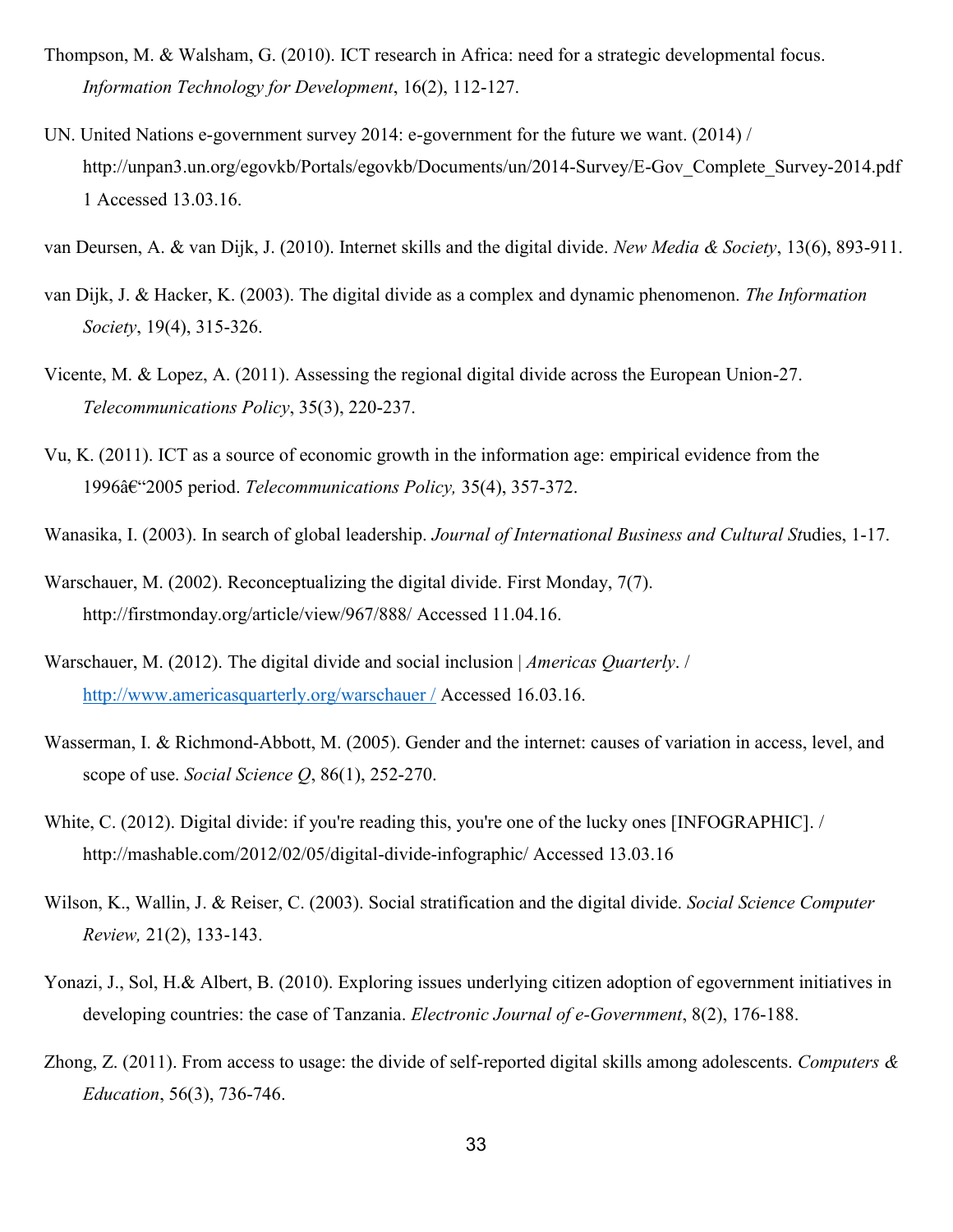Thompson, M. & Walsham, G. (2010). ICT research in Africa: need for a strategic developmental focus. *Information Technology for Development*, 16(2), 112-127.

UN. United Nations e-government survey 2014: e-government for the future we want. (2014) / http://unpan3.un.org/egovkb/Portals/egovkb/Documents/un/2014-Survey/E-Gov_Complete_Survey-2014.pdf 1 Accessed 13.03.16.

van Deursen, A. & van Dijk, J. (2010). Internet skills and the digital divide. *New Media & Society*, 13(6), 893-911.

van Dijk, J. & Hacker, K. (2003). The digital divide as a complex and dynamic phenomenon. *The Information Society*, 19(4), 315-326.

Vicente, M. & Lopez, A. (2011). Assessing the regional digital divide across the European Union-27. *Telecommunications Policy*, 35(3), 220-237.

Vu, K. (2011). ICT as a source of economic growth in the information age: empirical evidence from the 1996â€"2005 period. *Telecommunications Policy,* 35(4), 357-372.

Wanasika, I. (2003). In search of global leadership. *Journal of International Business and Cultural St*udies, 1-17.

Warschauer, M. (2002). Reconceptualizing the digital divide. First Monday, 7(7). http://firstmonday.org/article/view/967/888/ Accessed 11.04.16.

Warschauer, M. (2012). The digital divide and social inclusion | *Americas Quarterly*. / http://www.americasquarterly.org/warschauer / Accessed 16.03.16.

Wasserman, I. & Richmond-Abbott, M. (2005). Gender and the internet: causes of variation in access, level, and scope of use. *Social Science Q*, 86(1), 252-270.

White, C. (2012). Digital divide: if you're reading this, you're one of the lucky ones [INFOGRAPHIC]. / http://mashable.com/2012/02/05/digital-divide-infographic/ Accessed 13.03.16

Wilson, K., Wallin, J. & Reiser, C. (2003). Social stratification and the digital divide. *Social Science Computer Review,* 21(2), 133-143.

Yonazi, J., Sol, H.& Albert, B. (2010). Exploring issues underlying citizen adoption of egovernment initiatives in developing countries: the case of Tanzania. *Electronic Journal of e-Government*, 8(2), 176-188.

Zhong, Z. (2011). From access to usage: the divide of self-reported digital skills among adolescents. *Computers & Education*, 56(3), 736-746.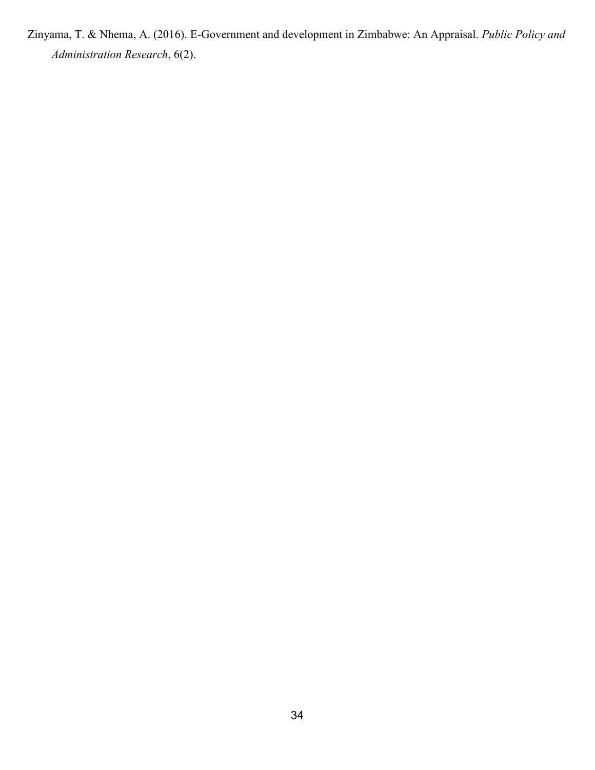Zinyama, T. & Nhema, A. (2016). E-Government and development in Zimbabwe: An Appraisal. *Public Policy and Administration Research*, 6(2).